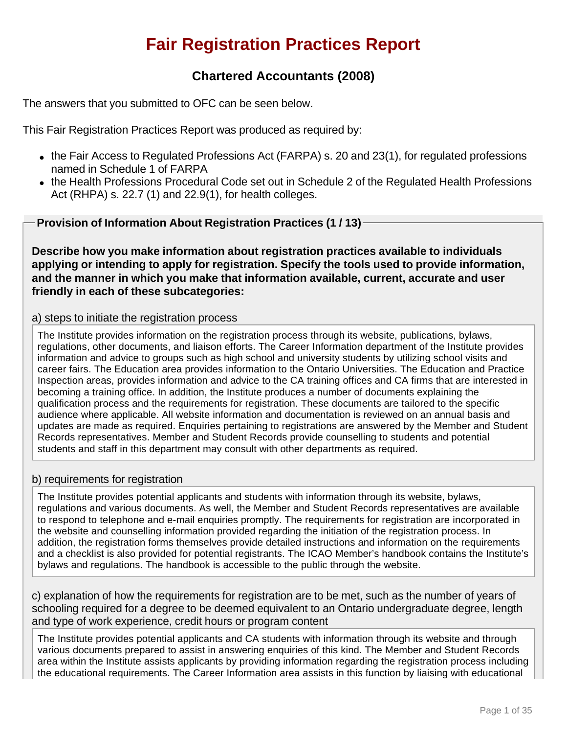# Fair Registration Practices Report

## Chartered Accountants (2008)

The answers that you submitted to OFC can be seen below.

This Fair Registration Practices Report was produced as required by:

- the Fair Access to Regulated Professions Act (FARPA) s. 20 and 23(1), for regulated professions named in Schedule 1 of FARPA
- the Health Professions Procedural Code set out in Schedule 2 of the Regulated Health Professions Act (RHPA) s. 22.7 (1) and 22.9(1), for health colleges.

### Provision of Information About Registration Practices (1 / 13)

**Describe how you make information about registration practices available to individuals applying or intending to apply for registration. Specify the tools used to provide information, and the manner in which you make that information available, current, accurate and user friendly in each of these subcategories:**

a) steps to initiate the registration process

The Institute provides information on the registration process through its website, publications, bylaws, regulations, other documents, and liaison efforts. The Career Information department of the Institute provides information and advice to groups such as high school and university students by utilizing school visits and career fairs. The Education area provides information to the Ontario Universities. The Education and Practice Inspection areas, provides information and advice to the CA training offices and CA firms that are interested in becoming a training office. In addition, the Institute produces a number of documents explaining the qualification process and the requirements for registration. These documents are tailored to the specific audience where applicable. All website information and documentation is reviewed on an annual basis and updates are made as required. Enquiries pertaining to registrations are answered by the Member and Student Records representatives. Member and Student Records provide counselling to students and potential students and staff in this department may consult with other departments as required.

b) requirements for registration

The Institute provides potential applicants and students with information through its website, bylaws, regulations and various documents. As well, the Member and Student Records representatives are available to respond to telephone and e-mail enquiries promptly. The requirements for registration are incorporated in the website and counselling information provided regarding the initiation of the registration process. In addition, the registration forms themselves provide detailed instructions and information on the requirements and a checklist is also provided for potential registrants. The ICAO Member's handbook contains the Institute's bylaws and regulations. The handbook is accessible to the public through the website.

c) explanation of how the requirements for registration are to be met, such as the number of years of schooling required for a degree to be deemed equivalent to an Ontario undergraduate degree, length and type of work experience, credit hours or program content

The Institute provides potential applicants and CA students with information through its website and through various documents prepared to assist in answering enquiries of this kind. The Member and Student Records area within the Institute assists applicants by providing information regarding the registration process including the educational requirements. The Career Information area assists in this function by liaising with educational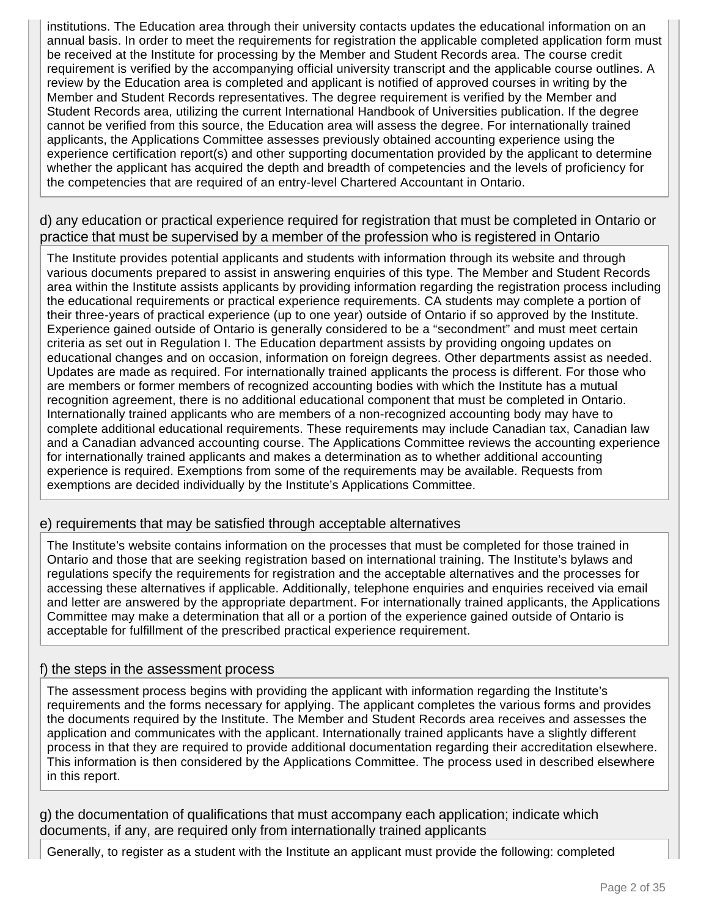institutions. The Education area through their university contacts updates the educational information on an annual basis. In order to meet the requirements for registration the applicable completed application form must be received at the Institute for processing by the Member and Student Records area. The course credit requirement is verified by the accompanying official university transcript and the applicable course outlines. A review by the Education area is completed and applicant is notified of approved courses in writing by the Member and Student Records representatives. The degree requirement is verified by the Member and Student Records area, utilizing the current International Handbook of Universities publication. If the degree cannot be verified from this source, the Education area will assess the degree. For internationally trained applicants, the Applications Committee assesses previously obtained accounting experience using the experience certification report(s) and other supporting documentation provided by the applicant to determine whether the applicant has acquired the depth and breadth of competencies and the levels of proficiency for the competencies that are required of an entry-level Chartered Accountant in Ontario.

### d) any education or practical experience required for registration that must be completed in Ontario or practice that must be supervised by a member of the profession who is registered in Ontario

The Institute provides potential applicants and students with information through its website and through various documents prepared to assist in answering enquiries of this type. The Member and Student Records area within the Institute assists applicants by providing information regarding the registration process including the educational requirements or practical experience requirements. CA students may complete a portion of their three-years of practical experience (up to one year) outside of Ontario if so approved by the Institute. Experience gained outside of Ontario is generally considered to be a "secondment" and must meet certain criteria as set out in Regulation I. The Education department assists by providing ongoing updates on educational changes and on occasion, information on foreign degrees. Other departments assist as needed. Updates are made as required. For internationally trained applicants the process is different. For those who are members or former members of recognized accounting bodies with which the Institute has a mutual recognition agreement, there is no additional educational component that must be completed in Ontario. Internationally trained applicants who are members of a non-recognized accounting body may have to complete additional educational requirements. These requirements may include Canadian tax, Canadian law and a Canadian advanced accounting course. The Applications Committee reviews the accounting experience for internationally trained applicants and makes a determination as to whether additional accounting experience is required. Exemptions from some of the requirements may be available. Requests from exemptions are decided individually by the Institute's Applications Committee.

### e) requirements that may be satisfied through acceptable alternatives

The Institute's website contains information on the processes that must be completed for those trained in Ontario and those that are seeking registration based on international training. The Institute's bylaws and regulations specify the requirements for registration and the acceptable alternatives and the processes for accessing these alternatives if applicable. Additionally, telephone enquiries and enquiries received via email and letter are answered by the appropriate department. For internationally trained applicants, the Applications Committee may make a determination that all or a portion of the experience gained outside of Ontario is acceptable for fulfillment of the prescribed practical experience requirement.

### f) the steps in the assessment process

The assessment process begins with providing the applicant with information regarding the Institute's requirements and the forms necessary for applying. The applicant completes the various forms and provides the documents required by the Institute. The Member and Student Records area receives and assesses the application and communicates with the applicant. Internationally trained applicants have a slightly different process in that they are required to provide additional documentation regarding their accreditation elsewhere. This information is then considered by the Applications Committee. The process used in described elsewhere in this report.

### g) the documentation of qualifications that must accompany each application; indicate which documents, if any, are required only from internationally trained applicants

Generally, to register as a student with the Institute an applicant must provide the following: completed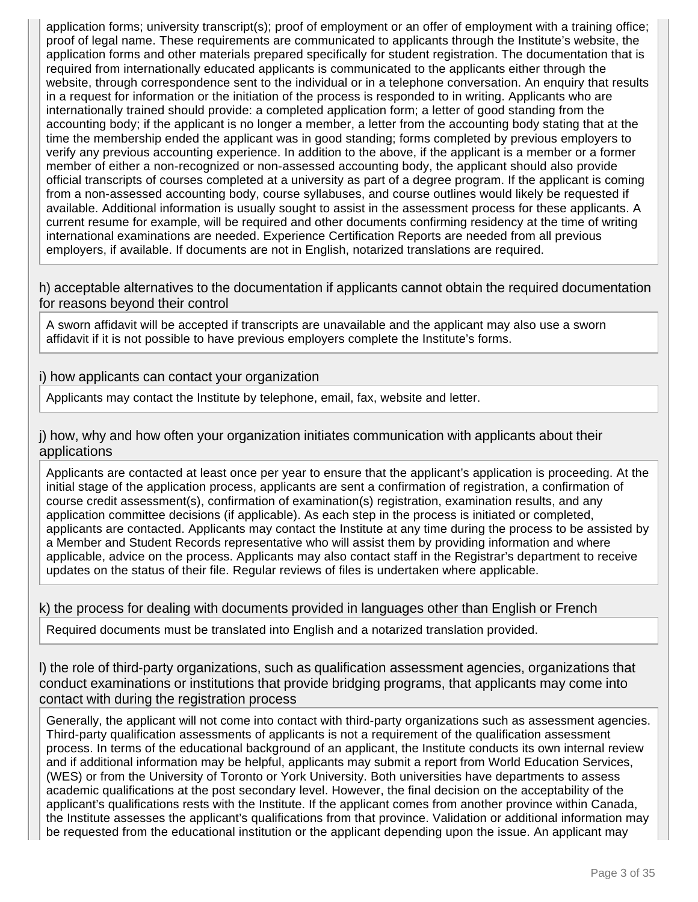application forms; university transcript(s); proof of employment or an offer of employment with a training office; proof of legal name. These requirements are communicated to applicants through the Institute's website, the application forms and other materials prepared specifically for student registration. The documentation that is required from internationally educated applicants is communicated to the applicants either through the website, through correspondence sent to the individual or in a telephone conversation. An enquiry that results in a request for information or the initiation of the process is responded to in writing. Applicants who are internationally trained should provide: a completed application form; a letter of good standing from the accounting body; if the applicant is no longer a member, a letter from the accounting body stating that at the time the membership ended the applicant was in good standing; forms completed by previous employers to verify any previous accounting experience. In addition to the above, if the applicant is a member or a former member of either a non-recognized or non-assessed accounting body, the applicant should also provide official transcripts of courses completed at a university as part of a degree program. If the applicant is coming from a non-assessed accounting body, course syllabuses, and course outlines would likely be requested if available. Additional information is usually sought to assist in the assessment process for these applicants. A current resume for example, will be required and other documents confirming residency at the time of writing international examinations are needed. Experience Certification Reports are needed from all previous employers, if available. If documents are not in English, notarized translations are required.

### h) acceptable alternatives to the documentation if applicants cannot obtain the required documentation for reasons beyond their control

A sworn affidavit will be accepted if transcripts are unavailable and the applicant may also use a sworn affidavit if it is not possible to have previous employers complete the Institute's forms.

### i) how applicants can contact your organization

Applicants may contact the Institute by telephone, email, fax, website and letter.

### j) how, why and how often your organization initiates communication with applicants about their applications

Applicants are contacted at least once per year to ensure that the applicant's application is proceeding. At the initial stage of the application process, applicants are sent a confirmation of registration, a confirmation of course credit assessment(s), confirmation of examination(s) registration, examination results, and any application committee decisions (if applicable). As each step in the process is initiated or completed, applicants are contacted. Applicants may contact the Institute at any time during the process to be assisted by a Member and Student Records representative who will assist them by providing information and where applicable, advice on the process. Applicants may also contact staff in the Registrar's department to receive updates on the status of their file. Regular reviews of files is undertaken where applicable.

### k) the process for dealing with documents provided in languages other than English or French

Required documents must be translated into English and a notarized translation provided.

### l) the role of third-party organizations, such as qualification assessment agencies, organizations that conduct examinations or institutions that provide bridging programs, that applicants may come into contact with during the registration process

Generally, the applicant will not come into contact with third-party organizations such as assessment agencies. Third-party qualification assessments of applicants is not a requirement of the qualification assessment process. In terms of the educational background of an applicant, the Institute conducts its own internal review and if additional information may be helpful, applicants may submit a report from World Education Services, (WES) or from the University of Toronto or York University. Both universities have departments to assess academic qualifications at the post secondary level. However, the final decision on the acceptability of the applicant's qualifications rests with the Institute. If the applicant comes from another province within Canada, the Institute assesses the applicant's qualifications from that province. Validation or additional information may be requested from the educational institution or the applicant depending upon the issue. An applicant may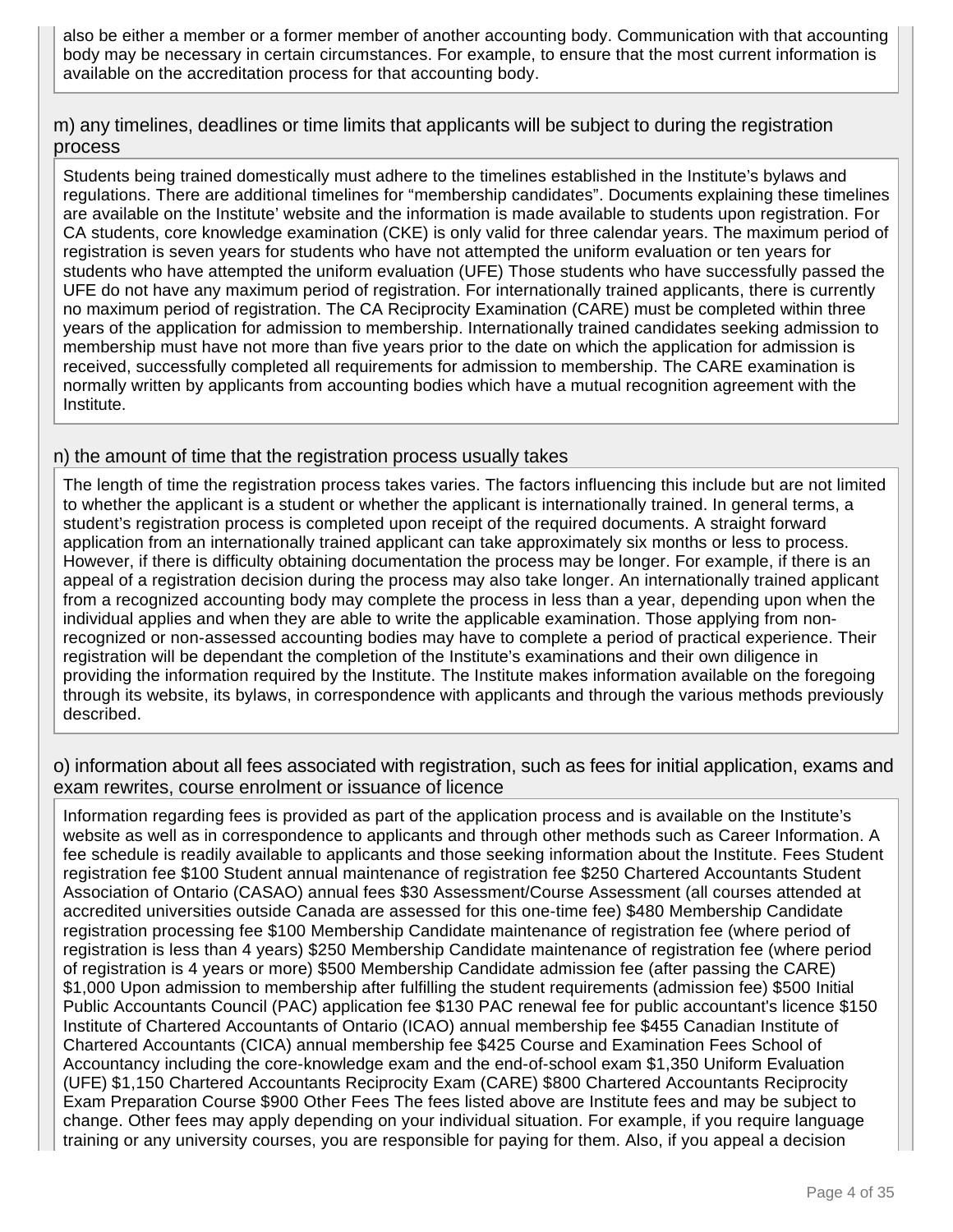also be either a member or a former member of another accounting body. Communication with that accounting body may be necessary in certain circumstances. For example, to ensure that the most current information is available on the accreditation process for that accounting body.

### m) any timelines, deadlines or time limits that applicants will be subject to during the registration process

Students being trained domestically must adhere to the timelines established in the Institute's bylaws and regulations. There are additional timelines for "membership candidates". Documents explaining these timelines are available on the Institute' website and the information is made available to students upon registration. For CA students, core knowledge examination (CKE) is only valid for three calendar years. The maximum period of registration is seven years for students who have not attempted the uniform evaluation or ten years for students who have attempted the uniform evaluation (UFE) Those students who have successfully passed the UFE do not have any maximum period of registration. For internationally trained applicants, there is currently no maximum period of registration. The CA Reciprocity Examination (CARE) must be completed within three years of the application for admission to membership. Internationally trained candidates seeking admission to membership must have not more than five years prior to the date on which the application for admission is received, successfully completed all requirements for admission to membership. The CARE examination is normally written by applicants from accounting bodies which have a mutual recognition agreement with the Institute.

### n) the amount of time that the registration process usually takes

The length of time the registration process takes varies. The factors influencing this include but are not limited to whether the applicant is a student or whether the applicant is internationally trained. In general terms, a student's registration process is completed upon receipt of the required documents. A straight forward application from an internationally trained applicant can take approximately six months or less to process. However, if there is difficulty obtaining documentation the process may be longer. For example, if there is an appeal of a registration decision during the process may also take longer. An internationally trained applicant from a recognized accounting body may complete the process in less than a year, depending upon when the individual applies and when they are able to write the applicable examination. Those applying from non-recognized or non-assessed accounting bodies may have to complete a period of practical experience. Their registration will be dependant the completion of the Institute's examinations and their own diligence in providing the information required by the Institute. The Institute makes information available on the foregoing through its website, its bylaws, in correspondence with applicants and through the various methods previously described.

### o) information about all fees associated with registration, such as fees for initial application, exams and exam rewrites, course enrolment or issuance of licence

Information regarding fees is provided as part of the application process and is available on the Institute's website as well as in correspondence to applicants and through other methods such as Career Information. A fee schedule is readily available to applicants and those seeking information about the Institute. Fees Student registration fee $100 Student annual maintenance of registration fee $250 Chartered Accountants Student Association of Ontario (CASAO) annual fees $30 Assessment/Course Assessment (all courses attended at accredited universities outside Canada are assessed for this one-time fee) $480 Membership Candidate registration processing fee $100 Membership Candidate maintenance of registration fee (where period of registration is less than 4 years) $250 Membership Candidate maintenance of registration fee (where period of registration is 4 years or more) $500 Membership Candidate admission fee (after passing the CARE) $1,000 Upon admission to membership after fulfilling the student requirements (admission fee) $500 Initial Public Accountants Council (PAC) application fee $130 PAC renewal fee for public accountant's licence $150 Institute of Chartered Accountants of Ontario (ICAO) annual membership fee $455 Canadian Institute of Chartered Accountants (CICA) annual membership fee $425 Course and Examination Fees School of Accountancy including the core-knowledge exam and the end-of-school exam $1,350 Uniform Evaluation (UFE) $1,150 Chartered Accountants Reciprocity Exam (CARE) $800 Chartered Accountants Reciprocity Exam Preparation Course $900 Other Fees The fees listed above are Institute fees and may be subject to change. Other fees may apply depending on your individual situation. For example, if you require language training or any university courses, you are responsible for paying for them. Also, if you appeal a decision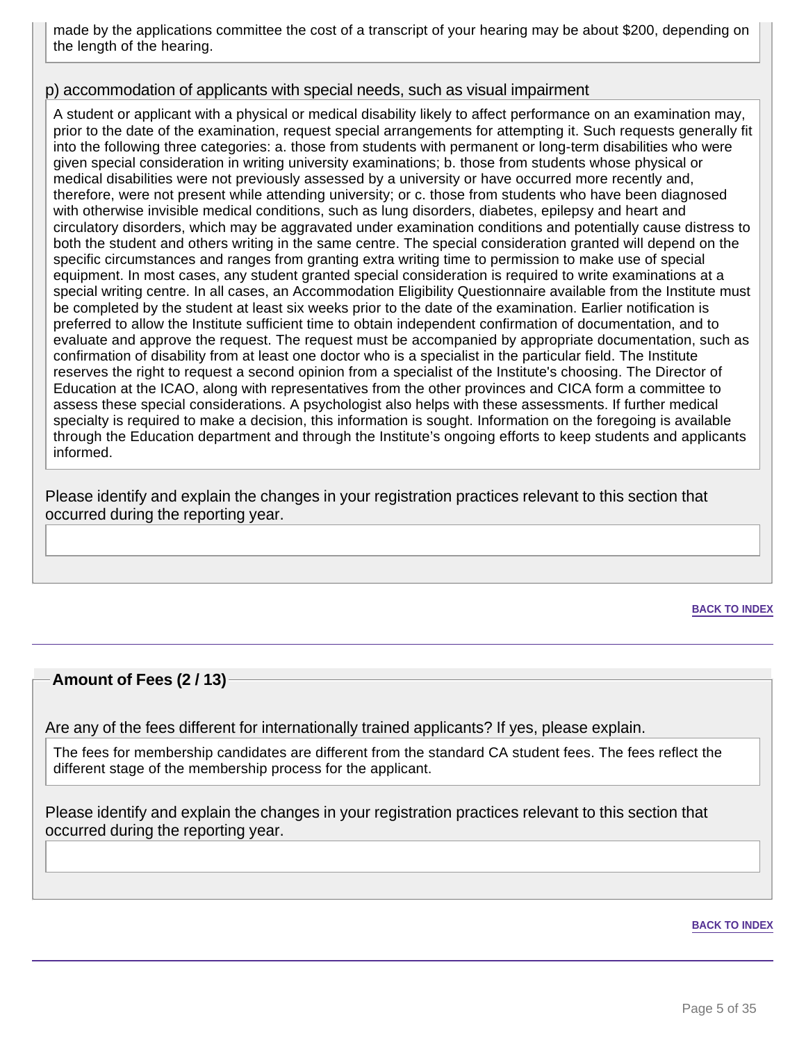made by the applications committee the cost of a transcript of your hearing may be about $200, depending on the length of the hearing.

p) accommodation of applicants with special needs, such as visual impairment

A student or applicant with a physical or medical disability likely to affect performance on an examination may, prior to the date of the examination, request special arrangements for attempting it. Such requests generally fit into the following three categories: a. those from students with permanent or long-term disabilities who were given special consideration in writing university examinations; b. those from students whose physical or medical disabilities were not previously assessed by a university or have occurred more recently and, therefore, were not present while attending university; or c. those from students who have been diagnosed with otherwise invisible medical conditions, such as lung disorders, diabetes, epilepsy and heart and circulatory disorders, which may be aggravated under examination conditions and potentially cause distress to both the student and others writing in the same centre. The special consideration granted will depend on the specific circumstances and ranges from granting extra writing time to permission to make use of special equipment. In most cases, any student granted special consideration is required to write examinations at a special writing centre. In all cases, an Accommodation Eligibility Questionnaire available from the Institute must be completed by the student at least six weeks prior to the date of the examination. Earlier notification is preferred to allow the Institute sufficient time to obtain independent confirmation of documentation, and to evaluate and approve the request. The request must be accompanied by appropriate documentation, such as confirmation of disability from at least one doctor who is a specialist in the particular field. The Institute reserves the right to request a second opinion from a specialist of the Institute's choosing. The Director of Education at the ICAO, along with representatives from the other provinces and CICA form a committee to assess these special considerations. A psychologist also helps with these assessments. If further medical specialty is required to make a decision, this information is sought. Information on the foregoing is available through the Education department and through the Institute's ongoing efforts to keep students and applicants informed.

Please identify and explain the changes in your registration practices relevant to this section that occurred during the reporting year.

BACK TO INDEX

## Amount of Fees (2 / 13)

Are any of the fees different for internationally trained applicants? If yes, please explain.

The fees for membership candidates are different from the standard CA student fees. The fees reflect the different stage of the membership process for the applicant.

Please identify and explain the changes in your registration practices relevant to this section that occurred during the reporting year.

BACK TO INDEX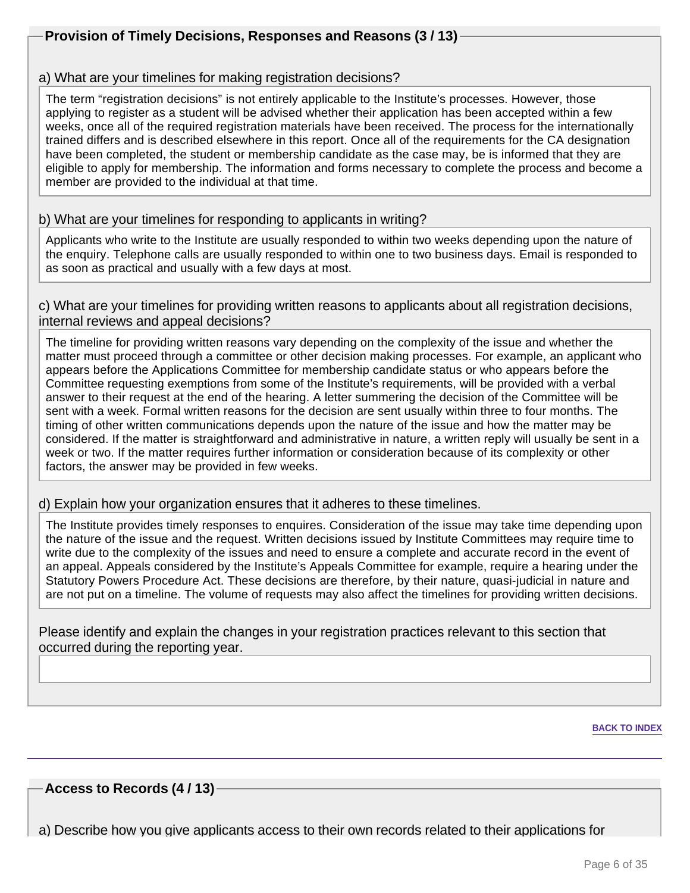## Provision of Timely Decisions, Responses and Reasons (3 / 13)

a) What are your timelines for making registration decisions?

The term “registration decisions” is not entirely applicable to the Institute’s processes. However, those applying to register as a student will be advised whether their application has been accepted within a few weeks, once all of the required registration materials have been received. The process for the internationally trained differs and is described elsewhere in this report. Once all of the requirements for the CA designation have been completed, the student or membership candidate as the case may, be is informed that they are eligible to apply for membership. The information and forms necessary to complete the process and become a member are provided to the individual at that time.

b) What are your timelines for responding to applicants in writing?

Applicants who write to the Institute are usually responded to within two weeks depending upon the nature of the enquiry. Telephone calls are usually responded to within one to two business days. Email is responded to as soon as practical and usually with a few days at most.

c) What are your timelines for providing written reasons to applicants about all registration decisions, internal reviews and appeal decisions?

The timeline for providing written reasons vary depending on the complexity of the issue and whether the matter must proceed through a committee or other decision making processes. For example, an applicant who appears before the Applications Committee for membership candidate status or who appears before the Committee requesting exemptions from some of the Institute’s requirements, will be provided with a verbal answer to their request at the end of the hearing. A letter summering the decision of the Committee will be sent with a week. Formal written reasons for the decision are sent usually within three to four months. The timing of other written communications depends upon the nature of the issue and how the matter may be considered. If the matter is straightforward and administrative in nature, a written reply will usually be sent in a week or two. If the matter requires further information or consideration because of its complexity or other factors, the answer may be provided in few weeks.

d) Explain how your organization ensures that it adheres to these timelines.

The Institute provides timely responses to enquires. Consideration of the issue may take time depending upon the nature of the issue and the request. Written decisions issued by Institute Committees may require time to write due to the complexity of the issues and need to ensure a complete and accurate record in the event of an appeal. Appeals considered by the Institute’s Appeals Committee for example, require a hearing under the Statutory Powers Procedure Act. These decisions are therefore, by their nature, quasi-judicial in nature and are not put on a timeline. The volume of requests may also affect the timelines for providing written decisions.

Please identify and explain the changes in your registration practices relevant to this section that occurred during the reporting year.

BACK TO INDEX

## Access to Records (4 / 13)

a) Describe how you give applicants access to their own records related to their applications for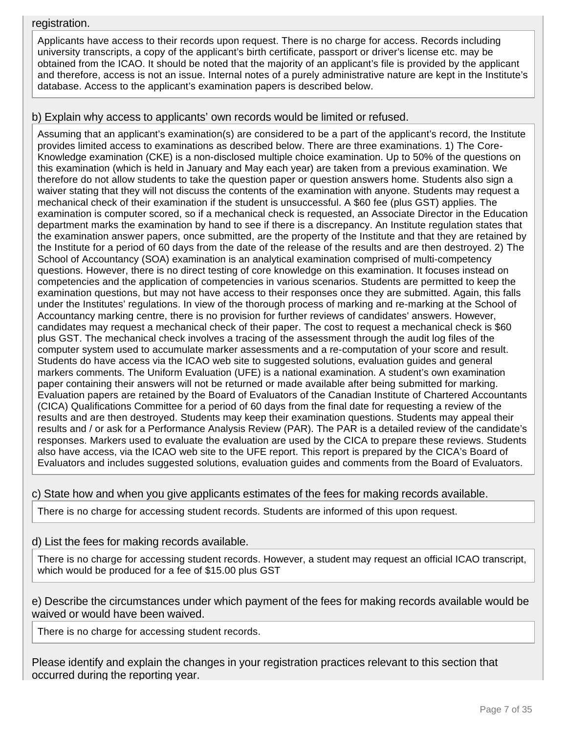registration.

Applicants have access to their records upon request. There is no charge for access. Records including university transcripts, a copy of the applicant's birth certificate, passport or driver's license etc. may be obtained from the ICAO. It should be noted that the majority of an applicant's file is provided by the applicant and therefore, access is not an issue. Internal notes of a purely administrative nature are kept in the Institute's database. Access to the applicant's examination papers is described below.

b) Explain why access to applicants' own records would be limited or refused.

Assuming that an applicant's examination(s) are considered to be a part of the applicant's record, the Institute provides limited access to examinations as described below. There are three examinations. 1) The Core-Knowledge examination (CKE) is a non-disclosed multiple choice examination. Up to 50% of the questions on this examination (which is held in January and May each year) are taken from a previous examination. We therefore do not allow students to take the question paper or question answers home. Students also sign a waiver stating that they will not discuss the contents of the examination with anyone. Students may request a mechanical check of their examination if the student is unsuccessful. A $60 fee (plus GST) applies. The examination is computer scored, so if a mechanical check is requested, an Associate Director in the Education department marks the examination by hand to see if there is a discrepancy. An Institute regulation states that the examination answer papers, once submitted, are the property of the Institute and that they are retained by the Institute for a period of 60 days from the date of the release of the results and are then destroyed. 2) The School of Accountancy (SOA) examination is an analytical examination comprised of multi-competency questions. However, there is no direct testing of core knowledge on this examination. It focuses instead on competencies and the application of competencies in various scenarios. Students are permitted to keep the examination questions, but may not have access to their responses once they are submitted. Again, this falls under the Institutes' regulations. In view of the thorough process of marking and re-marking at the School of Accountancy marking centre, there is no provision for further reviews of candidates' answers. However, candidates may request a mechanical check of their paper. The cost to request a mechanical check is $60 plus GST. The mechanical check involves a tracing of the assessment through the audit log files of the computer system used to accumulate marker assessments and a re-computation of your score and result. Students do have access via the ICAO web site to suggested solutions, evaluation guides and general markers comments. The Uniform Evaluation (UFE) is a national examination. A student's own examination paper containing their answers will not be returned or made available after being submitted for marking. Evaluation papers are retained by the Board of Evaluators of the Canadian Institute of Chartered Accountants (CICA) Qualifications Committee for a period of 60 days from the final date for requesting a review of the results and are then destroyed. Students may keep their examination questions. Students may appeal their results and / or ask for a Performance Analysis Review (PAR). The PAR is a detailed review of the candidate's responses. Markers used to evaluate the evaluation are used by the CICA to prepare these reviews. Students also have access, via the ICAO web site to the UFE report. This report is prepared by the CICA's Board of Evaluators and includes suggested solutions, evaluation guides and comments from the Board of Evaluators.

c) State how and when you give applicants estimates of the fees for making records available.

There is no charge for accessing student records. Students are informed of this upon request.

d) List the fees for making records available.

There is no charge for accessing student records. However, a student may request an official ICAO transcript, which would be produced for a fee of $15.00 plus GST

e) Describe the circumstances under which payment of the fees for making records available would be waived or would have been waived.

There is no charge for accessing student records.

Please identify and explain the changes in your registration practices relevant to this section that occurred during the reporting year.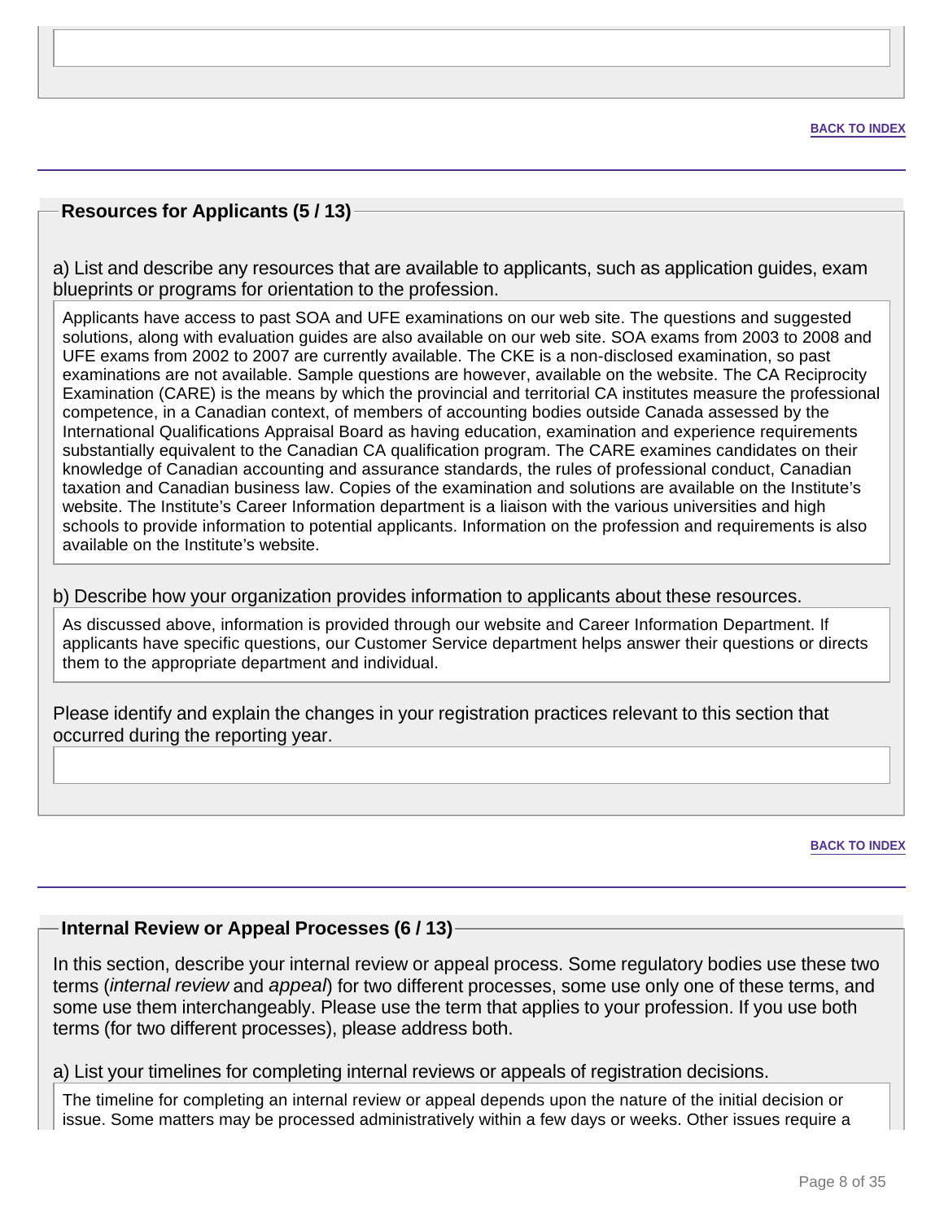BACK TO INDEX

## Resources for Applicants (5 / 13)

a) List and describe any resources that are available to applicants, such as application guides, exam blueprints or programs for orientation to the profession.

Applicants have access to past SOA and UFE examinations on our web site. The questions and suggested solutions, along with evaluation guides are also available on our web site. SOA exams from 2003 to 2008 and UFE exams from 2002 to 2007 are currently available. The CKE is a non-disclosed examination, so past examinations are not available. Sample questions are however, available on the website. The CA Reciprocity Examination (CARE) is the means by which the provincial and territorial CA institutes measure the professional competence, in a Canadian context, of members of accounting bodies outside Canada assessed by the International Qualifications Appraisal Board as having education, examination and experience requirements substantially equivalent to the Canadian CA qualification program. The CARE examines candidates on their knowledge of Canadian accounting and assurance standards, the rules of professional conduct, Canadian taxation and Canadian business law. Copies of the examination and solutions are available on the Institute's website. The Institute's Career Information department is a liaison with the various universities and high schools to provide information to potential applicants. Information on the profession and requirements is also available on the Institute's website.

b) Describe how your organization provides information to applicants about these resources.

As discussed above, information is provided through our website and Career Information Department. If applicants have specific questions, our Customer Service department helps answer their questions or directs them to the appropriate department and individual.

Please identify and explain the changes in your registration practices relevant to this section that occurred during the reporting year.

BACK TO INDEX

## Internal Review or Appeal Processes (6 / 13)

In this section, describe your internal review or appeal process. Some regulatory bodies use these two terms (*internal review* and *appeal*) for two different processes, some use only one of these terms, and some use them interchangeably. Please use the term that applies to your profession. If you use both terms (for two different processes), please address both.

a) List your timelines for completing internal reviews or appeals of registration decisions.

The timeline for completing an internal review or appeal depends upon the nature of the initial decision or issue. Some matters may be processed administratively within a few days or weeks. Other issues require a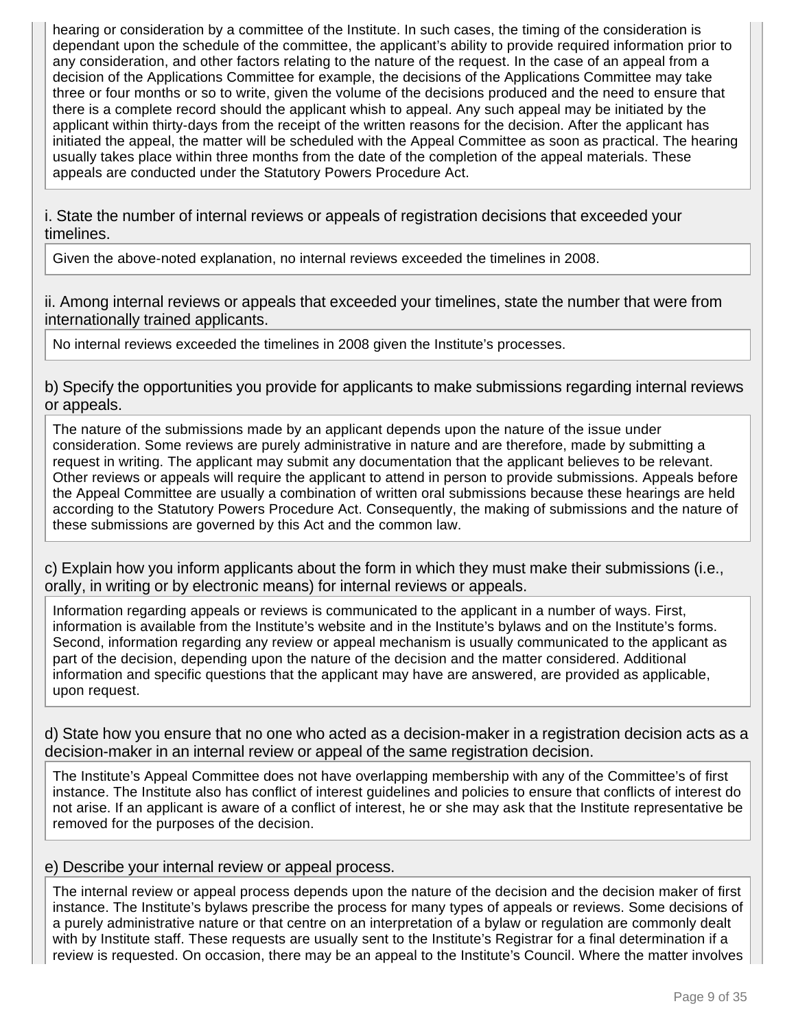hearing or consideration by a committee of the Institute. In such cases, the timing of the consideration is dependant upon the schedule of the committee, the applicant's ability to provide required information prior to any consideration, and other factors relating to the nature of the request. In the case of an appeal from a decision of the Applications Committee for example, the decisions of the Applications Committee may take three or four months or so to write, given the volume of the decisions produced and the need to ensure that there is a complete record should the applicant whish to appeal. Any such appeal may be initiated by the applicant within thirty-days from the receipt of the written reasons for the decision. After the applicant has initiated the appeal, the matter will be scheduled with the Appeal Committee as soon as practical. The hearing usually takes place within three months from the date of the completion of the appeal materials. These appeals are conducted under the Statutory Powers Procedure Act.

i. State the number of internal reviews or appeals of registration decisions that exceeded your timelines.

Given the above-noted explanation, no internal reviews exceeded the timelines in 2008.

ii. Among internal reviews or appeals that exceeded your timelines, state the number that were from internationally trained applicants.

No internal reviews exceeded the timelines in 2008 given the Institute's processes.

b) Specify the opportunities you provide for applicants to make submissions regarding internal reviews or appeals.

The nature of the submissions made by an applicant depends upon the nature of the issue under consideration. Some reviews are purely administrative in nature and are therefore, made by submitting a request in writing. The applicant may submit any documentation that the applicant believes to be relevant. Other reviews or appeals will require the applicant to attend in person to provide submissions. Appeals before the Appeal Committee are usually a combination of written oral submissions because these hearings are held according to the Statutory Powers Procedure Act. Consequently, the making of submissions and the nature of these submissions are governed by this Act and the common law.

c) Explain how you inform applicants about the form in which they must make their submissions (i.e., orally, in writing or by electronic means) for internal reviews or appeals.

Information regarding appeals or reviews is communicated to the applicant in a number of ways. First, information is available from the Institute's website and in the Institute's bylaws and on the Institute's forms. Second, information regarding any review or appeal mechanism is usually communicated to the applicant as part of the decision, depending upon the nature of the decision and the matter considered. Additional information and specific questions that the applicant may have are answered, are provided as applicable, upon request.

d) State how you ensure that no one who acted as a decision-maker in a registration decision acts as a decision-maker in an internal review or appeal of the same registration decision.

The Institute's Appeal Committee does not have overlapping membership with any of the Committee's of first instance. The Institute also has conflict of interest guidelines and policies to ensure that conflicts of interest do not arise. If an applicant is aware of a conflict of interest, he or she may ask that the Institute representative be removed for the purposes of the decision.

e) Describe your internal review or appeal process.

The internal review or appeal process depends upon the nature of the decision and the decision maker of first instance. The Institute's bylaws prescribe the process for many types of appeals or reviews. Some decisions of a purely administrative nature or that centre on an interpretation of a bylaw or regulation are commonly dealt with by Institute staff. These requests are usually sent to the Institute's Registrar for a final determination if a review is requested. On occasion, there may be an appeal to the Institute's Council. Where the matter involves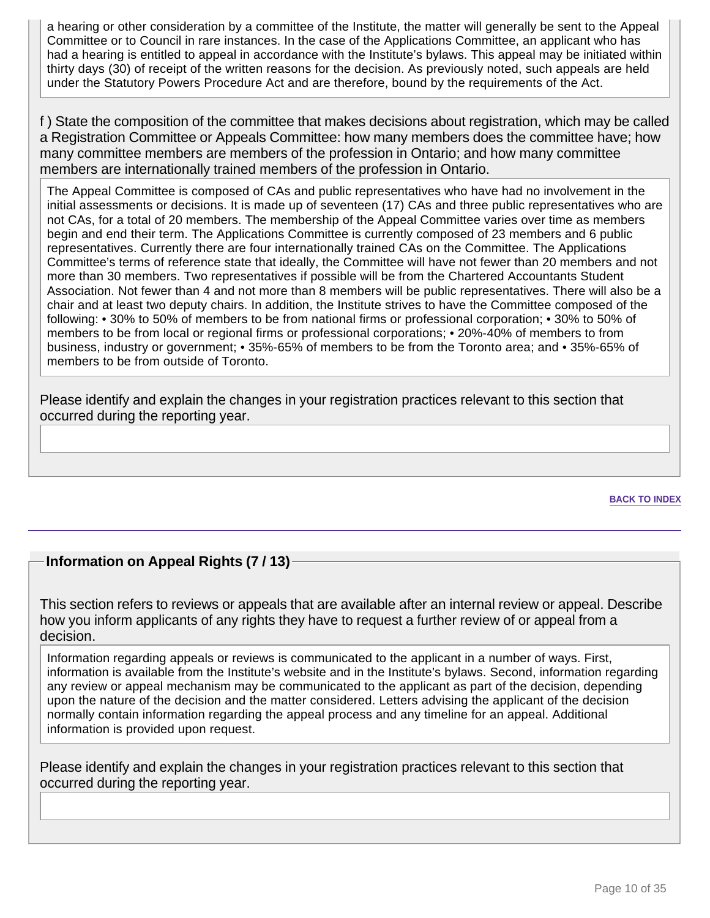a hearing or other consideration by a committee of the Institute, the matter will generally be sent to the Appeal Committee or to Council in rare instances. In the case of the Applications Committee, an applicant who has had a hearing is entitled to appeal in accordance with the Institute's bylaws. This appeal may be initiated within thirty days (30) of receipt of the written reasons for the decision. As previously noted, such appeals are held under the Statutory Powers Procedure Act and are therefore, bound by the requirements of the Act.

f ) State the composition of the committee that makes decisions about registration, which may be called a Registration Committee or Appeals Committee: how many members does the committee have; how many committee members are members of the profession in Ontario; and how many committee members are internationally trained members of the profession in Ontario.

The Appeal Committee is composed of CAs and public representatives who have had no involvement in the initial assessments or decisions. It is made up of seventeen (17) CAs and three public representatives who are not CAs, for a total of 20 members. The membership of the Appeal Committee varies over time as members begin and end their term. The Applications Committee is currently composed of 23 members and 6 public representatives. Currently there are four internationally trained CAs on the Committee. The Applications Committee's terms of reference state that ideally, the Committee will have not fewer than 20 members and not more than 30 members. Two representatives if possible will be from the Chartered Accountants Student Association. Not fewer than 4 and not more than 8 members will be public representatives. There will also be a chair and at least two deputy chairs. In addition, the Institute strives to have the Committee composed of the following: • 30% to 50% of members to be from national firms or professional corporation; • 30% to 50% of members to be from local or regional firms or professional corporations; • 20%-40% of members to from business, industry or government; • 35%-65% of members to be from the Toronto area; and • 35%-65% of members to be from outside of Toronto.

Please identify and explain the changes in your registration practices relevant to this section that occurred during the reporting year.

BACK TO INDEX

## Information on Appeal Rights (7 / 13)

This section refers to reviews or appeals that are available after an internal review or appeal. Describe how you inform applicants of any rights they have to request a further review of or appeal from a decision.

Information regarding appeals or reviews is communicated to the applicant in a number of ways. First, information is available from the Institute's website and in the Institute's bylaws. Second, information regarding any review or appeal mechanism may be communicated to the applicant as part of the decision, depending upon the nature of the decision and the matter considered. Letters advising the applicant of the decision normally contain information regarding the appeal process and any timeline for an appeal. Additional information is provided upon request.

Please identify and explain the changes in your registration practices relevant to this section that occurred during the reporting year.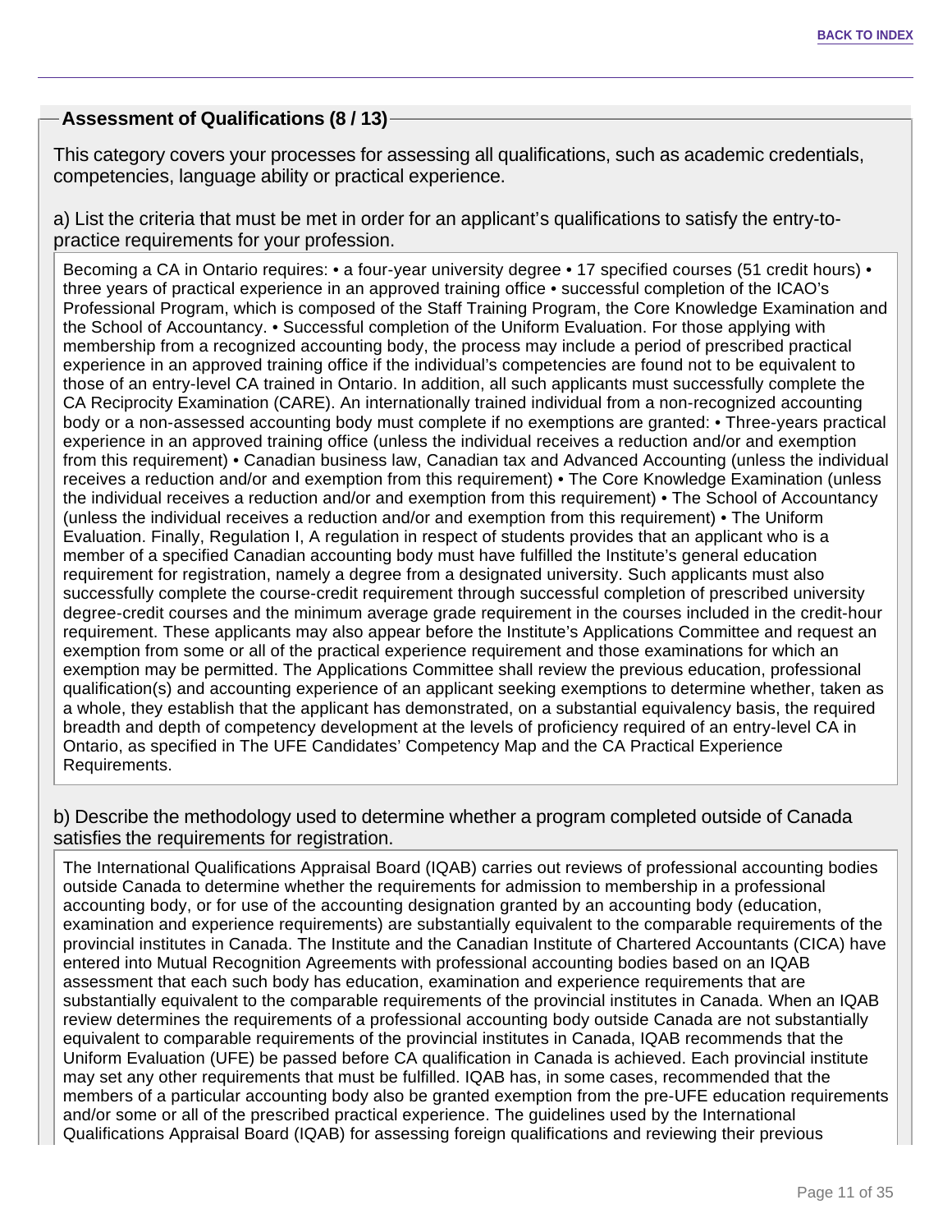## Assessment of Qualifications (8 / 13)

This category covers your processes for assessing all qualifications, such as academic credentials, competencies, language ability or practical experience.

a) List the criteria that must be met in order for an applicant's qualifications to satisfy the entry-to-practice requirements for your profession.

Becoming a CA in Ontario requires: • a four-year university degree • 17 specified courses (51 credit hours) • three years of practical experience in an approved training office • successful completion of the ICAO's Professional Program, which is composed of the Staff Training Program, the Core Knowledge Examination and the School of Accountancy. • Successful completion of the Uniform Evaluation. For those applying with membership from a recognized accounting body, the process may include a period of prescribed practical experience in an approved training office if the individual's competencies are found not to be equivalent to those of an entry-level CA trained in Ontario. In addition, all such applicants must successfully complete the CA Reciprocity Examination (CARE). An internationally trained individual from a non-recognized accounting body or a non-assessed accounting body must complete if no exemptions are granted: • Three-years practical experience in an approved training office (unless the individual receives a reduction and/or and exemption from this requirement) • Canadian business law, Canadian tax and Advanced Accounting (unless the individual receives a reduction and/or and exemption from this requirement) • The Core Knowledge Examination (unless the individual receives a reduction and/or and exemption from this requirement) • The School of Accountancy (unless the individual receives a reduction and/or and exemption from this requirement) • The Uniform Evaluation. Finally, Regulation I, A regulation in respect of students provides that an applicant who is a member of a specified Canadian accounting body must have fulfilled the Institute's general education requirement for registration, namely a degree from a designated university. Such applicants must also successfully complete the course-credit requirement through successful completion of prescribed university degree-credit courses and the minimum average grade requirement in the courses included in the credit-hour requirement. These applicants may also appear before the Institute's Applications Committee and request an exemption from some or all of the practical experience requirement and those examinations for which an exemption may be permitted. The Applications Committee shall review the previous education, professional qualification(s) and accounting experience of an applicant seeking exemptions to determine whether, taken as a whole, they establish that the applicant has demonstrated, on a substantial equivalency basis, the required breadth and depth of competency development at the levels of proficiency required of an entry-level CA in Ontario, as specified in The UFE Candidates' Competency Map and the CA Practical Experience Requirements.

b) Describe the methodology used to determine whether a program completed outside of Canada satisfies the requirements for registration.

The International Qualifications Appraisal Board (IQAB) carries out reviews of professional accounting bodies outside Canada to determine whether the requirements for admission to membership in a professional accounting body, or for use of the accounting designation granted by an accounting body (education, examination and experience requirements) are substantially equivalent to the comparable requirements of the provincial institutes in Canada. The Institute and the Canadian Institute of Chartered Accountants (CICA) have entered into Mutual Recognition Agreements with professional accounting bodies based on an IQAB assessment that each such body has education, examination and experience requirements that are substantially equivalent to the comparable requirements of the provincial institutes in Canada. When an IQAB review determines the requirements of a professional accounting body outside Canada are not substantially equivalent to comparable requirements of the provincial institutes in Canada, IQAB recommends that the Uniform Evaluation (UFE) be passed before CA qualification in Canada is achieved. Each provincial institute may set any other requirements that must be fulfilled. IQAB has, in some cases, recommended that the members of a particular accounting body also be granted exemption from the pre-UFE education requirements and/or some or all of the prescribed practical experience. The guidelines used by the International Qualifications Appraisal Board (IQAB) for assessing foreign qualifications and reviewing their previous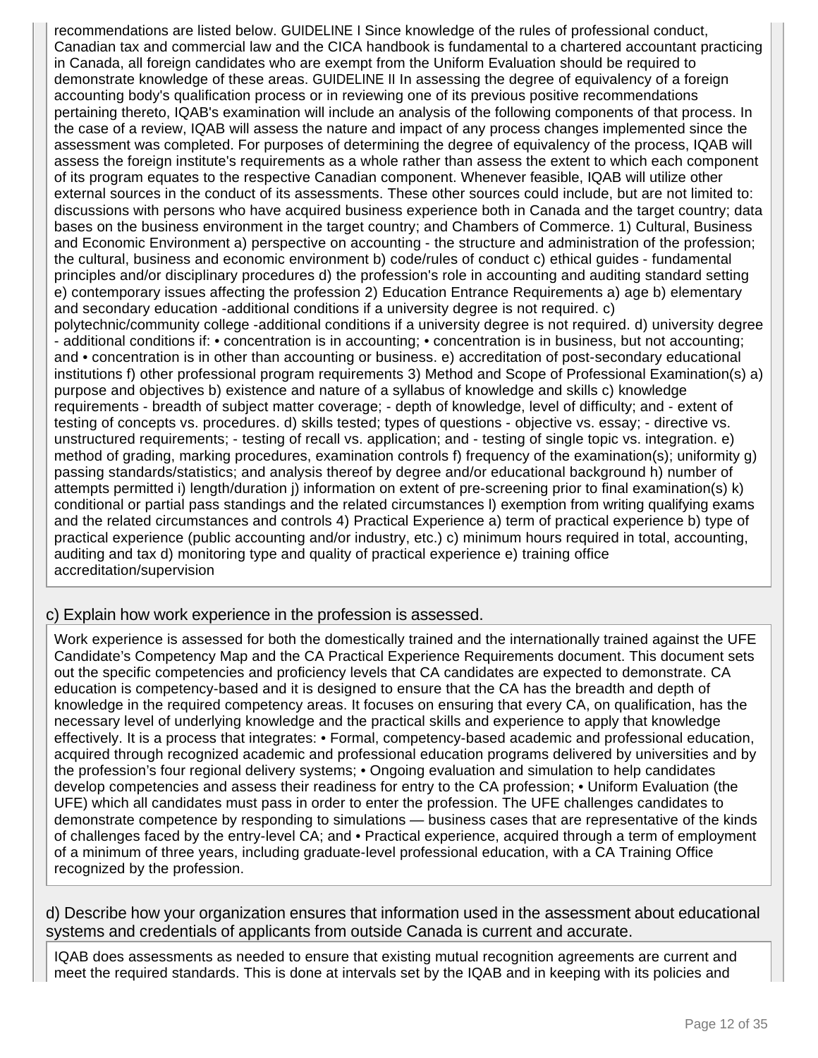recommendations are listed below. GUIDELINE I Since knowledge of the rules of professional conduct, Canadian tax and commercial law and the CICA handbook is fundamental to a chartered accountant practicing in Canada, all foreign candidates who are exempt from the Uniform Evaluation should be required to demonstrate knowledge of these areas. GUIDELINE II In assessing the degree of equivalency of a foreign accounting body's qualification process or in reviewing one of its previous positive recommendations pertaining thereto, IQAB's examination will include an analysis of the following components of that process. In the case of a review, IQAB will assess the nature and impact of any process changes implemented since the assessment was completed. For purposes of determining the degree of equivalency of the process, IQAB will assess the foreign institute's requirements as a whole rather than assess the extent to which each component of its program equates to the respective Canadian component. Whenever feasible, IQAB will utilize other external sources in the conduct of its assessments. These other sources could include, but are not limited to: discussions with persons who have acquired business experience both in Canada and the target country; data bases on the business environment in the target country; and Chambers of Commerce. 1) Cultural, Business and Economic Environment a) perspective on accounting - the structure and administration of the profession; the cultural, business and economic environment b) code/rules of conduct c) ethical guides - fundamental principles and/or disciplinary procedures d) the profession's role in accounting and auditing standard setting e) contemporary issues affecting the profession 2) Education Entrance Requirements a) age b) elementary and secondary education -additional conditions if a university degree is not required. c) polytechnic/community college -additional conditions if a university degree is not required. d) university degree - additional conditions if: • concentration is in accounting; • concentration is in business, but not accounting; and • concentration is in other than accounting or business. e) accreditation of post-secondary educational institutions f) other professional program requirements 3) Method and Scope of Professional Examination(s) a) purpose and objectives b) existence and nature of a syllabus of knowledge and skills c) knowledge requirements - breadth of subject matter coverage; - depth of knowledge, level of difficulty; and - extent of testing of concepts vs. procedures. d) skills tested; types of questions - objective vs. essay; - directive vs. unstructured requirements; - testing of recall vs. application; and - testing of single topic vs. integration. e) method of grading, marking procedures, examination controls f) frequency of the examination(s); uniformity g) passing standards/statistics; and analysis thereof by degree and/or educational background h) number of attempts permitted i) length/duration j) information on extent of pre-screening prior to final examination(s) k) conditional or partial pass standings and the related circumstances l) exemption from writing qualifying exams and the related circumstances and controls 4) Practical Experience a) term of practical experience b) type of practical experience (public accounting and/or industry, etc.) c) minimum hours required in total, accounting, auditing and tax d) monitoring type and quality of practical experience e) training office accreditation/supervision

### c) Explain how work experience in the profession is assessed.

Work experience is assessed for both the domestically trained and the internationally trained against the UFE Candidate's Competency Map and the CA Practical Experience Requirements document. This document sets out the specific competencies and proficiency levels that CA candidates are expected to demonstrate. CA education is competency-based and it is designed to ensure that the CA has the breadth and depth of knowledge in the required competency areas. It focuses on ensuring that every CA, on qualification, has the necessary level of underlying knowledge and the practical skills and experience to apply that knowledge effectively. It is a process that integrates: • Formal, competency-based academic and professional education, acquired through recognized academic and professional education programs delivered by universities and by the profession's four regional delivery systems; • Ongoing evaluation and simulation to help candidates develop competencies and assess their readiness for entry to the CA profession; • Uniform Evaluation (the UFE) which all candidates must pass in order to enter the profession. The UFE challenges candidates to demonstrate competence by responding to simulations — business cases that are representative of the kinds of challenges faced by the entry-level CA; and • Practical experience, acquired through a term of employment of a minimum of three years, including graduate-level professional education, with a CA Training Office recognized by the profession.

### d) Describe how your organization ensures that information used in the assessment about educational systems and credentials of applicants from outside Canada is current and accurate.

IQAB does assessments as needed to ensure that existing mutual recognition agreements are current and meet the required standards. This is done at intervals set by the IQAB and in keeping with its policies and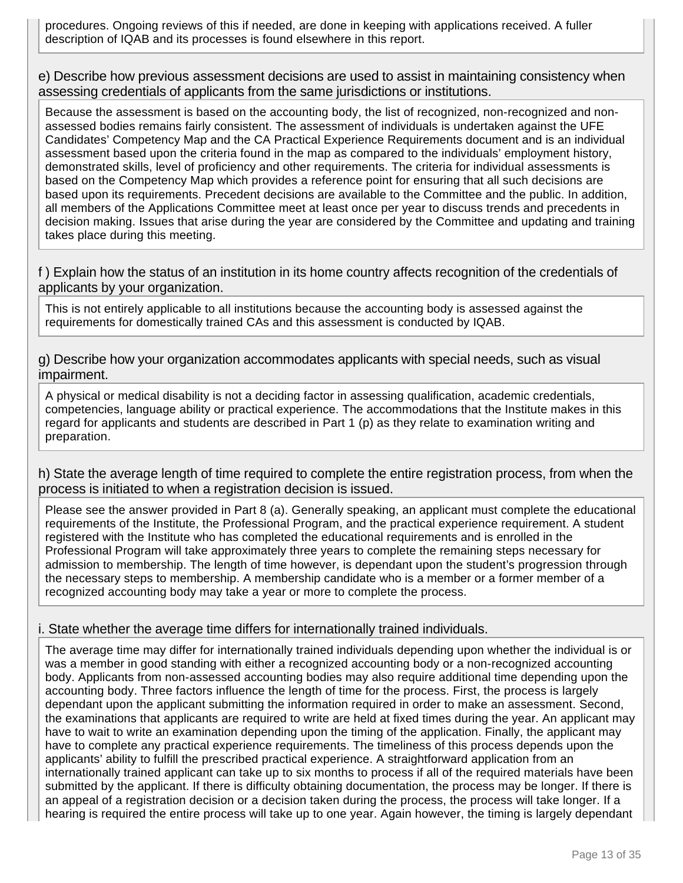procedures. Ongoing reviews of this if needed, are done in keeping with applications received. A fuller description of IQAB and its processes is found elsewhere in this report.

### e) Describe how previous assessment decisions are used to assist in maintaining consistency when assessing credentials of applicants from the same jurisdictions or institutions.

Because the assessment is based on the accounting body, the list of recognized, non-recognized and non-assessed bodies remains fairly consistent. The assessment of individuals is undertaken against the UFE Candidates' Competency Map and the CA Practical Experience Requirements document and is an individual assessment based upon the criteria found in the map as compared to the individuals' employment history, demonstrated skills, level of proficiency and other requirements. The criteria for individual assessments is based on the Competency Map which provides a reference point for ensuring that all such decisions are based upon its requirements. Precedent decisions are available to the Committee and the public. In addition, all members of the Applications Committee meet at least once per year to discuss trends and precedents in decision making. Issues that arise during the year are considered by the Committee and updating and training takes place during this meeting.

### f ) Explain how the status of an institution in its home country affects recognition of the credentials of applicants by your organization.

This is not entirely applicable to all institutions because the accounting body is assessed against the requirements for domestically trained CAs and this assessment is conducted by IQAB.

### g) Describe how your organization accommodates applicants with special needs, such as visual impairment.

A physical or medical disability is not a deciding factor in assessing qualification, academic credentials, competencies, language ability or practical experience. The accommodations that the Institute makes in this regard for applicants and students are described in Part 1 (p) as they relate to examination writing and preparation.

### h) State the average length of time required to complete the entire registration process, from when the process is initiated to when a registration decision is issued.

Please see the answer provided in Part 8 (a). Generally speaking, an applicant must complete the educational requirements of the Institute, the Professional Program, and the practical experience requirement. A student registered with the Institute who has completed the educational requirements and is enrolled in the Professional Program will take approximately three years to complete the remaining steps necessary for admission to membership. The length of time however, is dependant upon the student's progression through the necessary steps to membership. A membership candidate who is a member or a former member of a recognized accounting body may take a year or more to complete the process.

### i. State whether the average time differs for internationally trained individuals.

The average time may differ for internationally trained individuals depending upon whether the individual is or was a member in good standing with either a recognized accounting body or a non-recognized accounting body. Applicants from non-assessed accounting bodies may also require additional time depending upon the accounting body. Three factors influence the length of time for the process. First, the process is largely dependant upon the applicant submitting the information required in order to make an assessment. Second, the examinations that applicants are required to write are held at fixed times during the year. An applicant may have to wait to write an examination depending upon the timing of the application. Finally, the applicant may have to complete any practical experience requirements. The timeliness of this process depends upon the applicants' ability to fulfill the prescribed practical experience. A straightforward application from an internationally trained applicant can take up to six months to process if all of the required materials have been submitted by the applicant. If there is difficulty obtaining documentation, the process may be longer. If there is an appeal of a registration decision or a decision taken during the process, the process will take longer. If a hearing is required the entire process will take up to one year. Again however, the timing is largely dependant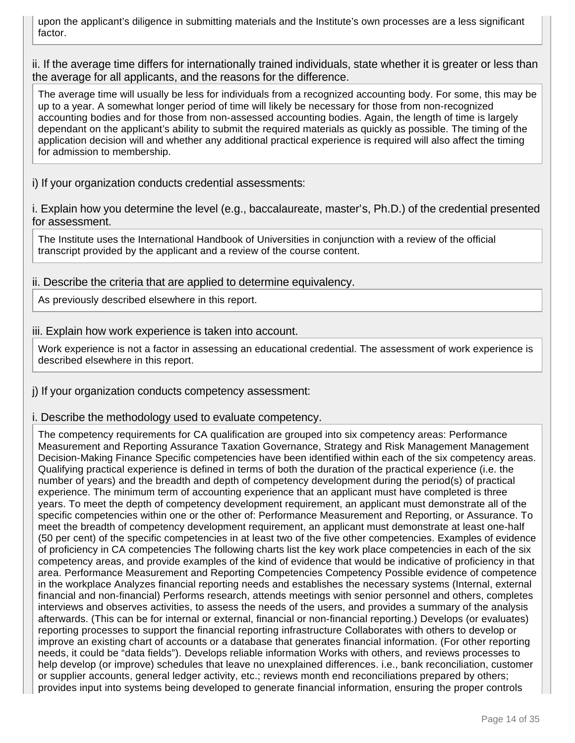upon the applicant's diligence in submitting materials and the Institute's own processes are a less significant factor.

ii. If the average time differs for internationally trained individuals, state whether it is greater or less than the average for all applicants, and the reasons for the difference.

The average time will usually be less for individuals from a recognized accounting body. For some, this may be up to a year. A somewhat longer period of time will likely be necessary for those from non-recognized accounting bodies and for those from non-assessed accounting bodies. Again, the length of time is largely dependant on the applicant's ability to submit the required materials as quickly as possible. The timing of the application decision will and whether any additional practical experience is required will also affect the timing for admission to membership.

i) If your organization conducts credential assessments:

i. Explain how you determine the level (e.g., baccalaureate, master's, Ph.D.) of the credential presented for assessment.

The Institute uses the International Handbook of Universities in conjunction with a review of the official transcript provided by the applicant and a review of the course content.

ii. Describe the criteria that are applied to determine equivalency.

As previously described elsewhere in this report.

iii. Explain how work experience is taken into account.

Work experience is not a factor in assessing an educational credential. The assessment of work experience is described elsewhere in this report.

j) If your organization conducts competency assessment:

i. Describe the methodology used to evaluate competency.

The competency requirements for CA qualification are grouped into six competency areas: Performance Measurement and Reporting Assurance Taxation Governance, Strategy and Risk Management Management Decision-Making Finance Specific competencies have been identified within each of the six competency areas. Qualifying practical experience is defined in terms of both the duration of the practical experience (i.e. the number of years) and the breadth and depth of competency development during the period(s) of practical experience. The minimum term of accounting experience that an applicant must have completed is three years. To meet the depth of competency development requirement, an applicant must demonstrate all of the specific competencies within one or the other of: Performance Measurement and Reporting, or Assurance. To meet the breadth of competency development requirement, an applicant must demonstrate at least one-half (50 per cent) of the specific competencies in at least two of the five other competencies. Examples of evidence of proficiency in CA competencies The following charts list the key work place competencies in each of the six competency areas, and provide examples of the kind of evidence that would be indicative of proficiency in that area. Performance Measurement and Reporting Competencies Competency Possible evidence of competence in the workplace Analyzes financial reporting needs and establishes the necessary systems (Internal, external financial and non-financial) Performs research, attends meetings with senior personnel and others, completes interviews and observes activities, to assess the needs of the users, and provides a summary of the analysis afterwards. (This can be for internal or external, financial or non-financial reporting.) Develops (or evaluates) reporting processes to support the financial reporting infrastructure Collaborates with others to develop or improve an existing chart of accounts or a database that generates financial information. (For other reporting needs, it could be "data fields"). Develops reliable information Works with others, and reviews processes to help develop (or improve) schedules that leave no unexplained differences. i.e., bank reconciliation, customer or supplier accounts, general ledger activity, etc.; reviews month end reconciliations prepared by others; provides input into systems being developed to generate financial information, ensuring the proper controls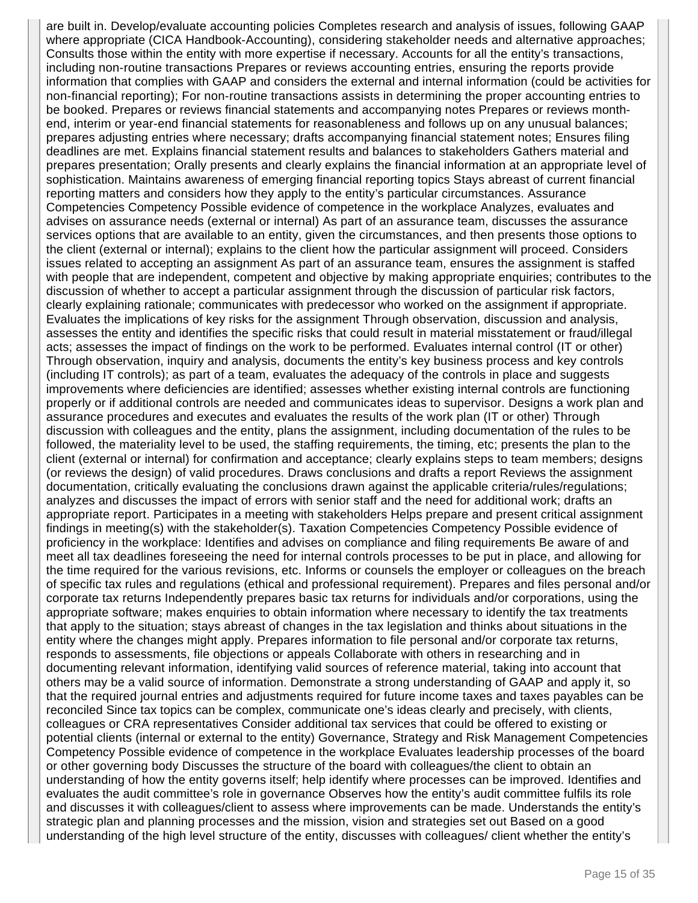are built in. Develop/evaluate accounting policies Completes research and analysis of issues, following GAAP where appropriate (CICA Handbook-Accounting), considering stakeholder needs and alternative approaches; Consults those within the entity with more expertise if necessary. Accounts for all the entity's transactions, including non-routine transactions Prepares or reviews accounting entries, ensuring the reports provide information that complies with GAAP and considers the external and internal information (could be activities for non-financial reporting); For non-routine transactions assists in determining the proper accounting entries to be booked. Prepares or reviews financial statements and accompanying notes Prepares or reviews month-end, interim or year-end financial statements for reasonableness and follows up on any unusual balances; prepares adjusting entries where necessary; drafts accompanying financial statement notes; Ensures filing deadlines are met. Explains financial statement results and balances to stakeholders Gathers material and prepares presentation; Orally presents and clearly explains the financial information at an appropriate level of sophistication. Maintains awareness of emerging financial reporting topics Stays abreast of current financial reporting matters and considers how they apply to the entity's particular circumstances. Assurance Competencies Competency Possible evidence of competence in the workplace Analyzes, evaluates and advises on assurance needs (external or internal) As part of an assurance team, discusses the assurance services options that are available to an entity, given the circumstances, and then presents those options to the client (external or internal); explains to the client how the particular assignment will proceed. Considers issues related to accepting an assignment As part of an assurance team, ensures the assignment is staffed with people that are independent, competent and objective by making appropriate enquiries; contributes to the discussion of whether to accept a particular assignment through the discussion of particular risk factors, clearly explaining rationale; communicates with predecessor who worked on the assignment if appropriate. Evaluates the implications of key risks for the assignment Through observation, discussion and analysis, assesses the entity and identifies the specific risks that could result in material misstatement or fraud/illegal acts; assesses the impact of findings on the work to be performed. Evaluates internal control (IT or other) Through observation, inquiry and analysis, documents the entity's key business process and key controls (including IT controls); as part of a team, evaluates the adequacy of the controls in place and suggests improvements where deficiencies are identified; assesses whether existing internal controls are functioning properly or if additional controls are needed and communicates ideas to supervisor. Designs a work plan and assurance procedures and executes and evaluates the results of the work plan (IT or other) Through discussion with colleagues and the entity, plans the assignment, including documentation of the rules to be followed, the materiality level to be used, the staffing requirements, the timing, etc; presents the plan to the client (external or internal) for confirmation and acceptance; clearly explains steps to team members; designs (or reviews the design) of valid procedures. Draws conclusions and drafts a report Reviews the assignment documentation, critically evaluating the conclusions drawn against the applicable criteria/rules/regulations; analyzes and discusses the impact of errors with senior staff and the need for additional work; drafts an appropriate report. Participates in a meeting with stakeholders Helps prepare and present critical assignment findings in meeting(s) with the stakeholder(s). Taxation Competencies Competency Possible evidence of proficiency in the workplace: Identifies and advises on compliance and filing requirements Be aware of and meet all tax deadlines foreseeing the need for internal controls processes to be put in place, and allowing for the time required for the various revisions, etc. Informs or counsels the employer or colleagues on the breach of specific tax rules and regulations (ethical and professional requirement). Prepares and files personal and/or corporate tax returns Independently prepares basic tax returns for individuals and/or corporations, using the appropriate software; makes enquiries to obtain information where necessary to identify the tax treatments that apply to the situation; stays abreast of changes in the tax legislation and thinks about situations in the entity where the changes might apply. Prepares information to file personal and/or corporate tax returns, responds to assessments, file objections or appeals Collaborate with others in researching and in documenting relevant information, identifying valid sources of reference material, taking into account that others may be a valid source of information. Demonstrate a strong understanding of GAAP and apply it, so that the required journal entries and adjustments required for future income taxes and taxes payables can be reconciled Since tax topics can be complex, communicate one's ideas clearly and precisely, with clients, colleagues or CRA representatives Consider additional tax services that could be offered to existing or potential clients (internal or external to the entity) Governance, Strategy and Risk Management Competencies Competency Possible evidence of competence in the workplace Evaluates leadership processes of the board or other governing body Discusses the structure of the board with colleagues/the client to obtain an understanding of how the entity governs itself; help identify where processes can be improved. Identifies and evaluates the audit committee's role in governance Observes how the entity's audit committee fulfils its role and discusses it with colleagues/client to assess where improvements can be made. Understands the entity's strategic plan and planning processes and the mission, vision and strategies set out Based on a good understanding of the high level structure of the entity, discusses with colleagues/ client whether the entity's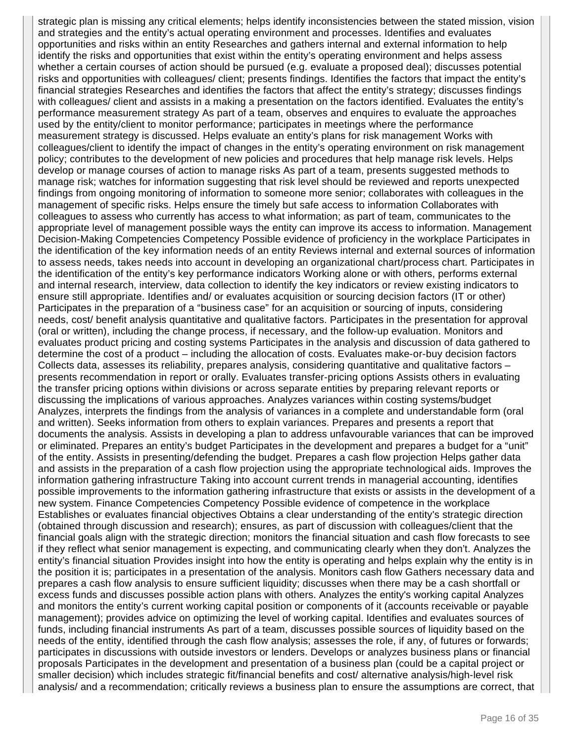strategic plan is missing any critical elements; helps identify inconsistencies between the stated mission, vision and strategies and the entity's actual operating environment and processes. Identifies and evaluates opportunities and risks within an entity Researches and gathers internal and external information to help identify the risks and opportunities that exist within the entity's operating environment and helps assess whether a certain courses of action should be pursued (e.g. evaluate a proposed deal); discusses potential risks and opportunities with colleagues/ client; presents findings. Identifies the factors that impact the entity's financial strategies Researches and identifies the factors that affect the entity's strategy; discusses findings with colleagues/ client and assists in a making a presentation on the factors identified. Evaluates the entity's performance measurement strategy As part of a team, observes and enquires to evaluate the approaches used by the entity/client to monitor performance; participates in meetings where the performance measurement strategy is discussed. Helps evaluate an entity's plans for risk management Works with colleagues/client to identify the impact of changes in the entity's operating environment on risk management policy; contributes to the development of new policies and procedures that help manage risk levels. Helps develop or manage courses of action to manage risks As part of a team, presents suggested methods to manage risk; watches for information suggesting that risk level should be reviewed and reports unexpected findings from ongoing monitoring of information to someone more senior; collaborates with colleagues in the management of specific risks. Helps ensure the timely but safe access to information Collaborates with colleagues to assess who currently has access to what information; as part of team, communicates to the appropriate level of management possible ways the entity can improve its access to information. Management Decision-Making Competencies Competency Possible evidence of proficiency in the workplace Participates in the identification of the key information needs of an entity Reviews internal and external sources of information to assess needs, takes needs into account in developing an organizational chart/process chart. Participates in the identification of the entity's key performance indicators Working alone or with others, performs external and internal research, interview, data collection to identify the key indicators or review existing indicators to ensure still appropriate. Identifies and/ or evaluates acquisition or sourcing decision factors (IT or other) Participates in the preparation of a "business case" for an acquisition or sourcing of inputs, considering needs, cost/ benefit analysis quantitative and qualitative factors. Participates in the presentation for approval (oral or written), including the change process, if necessary, and the follow-up evaluation. Monitors and evaluates product pricing and costing systems Participates in the analysis and discussion of data gathered to determine the cost of a product – including the allocation of costs. Evaluates make-or-buy decision factors Collects data, assesses its reliability, prepares analysis, considering quantitative and qualitative factors – presents recommendation in report or orally. Evaluates transfer-pricing options Assists others in evaluating the transfer pricing options within divisions or across separate entities by preparing relevant reports or discussing the implications of various approaches. Analyzes variances within costing systems/budget Analyzes, interprets the findings from the analysis of variances in a complete and understandable form (oral and written). Seeks information from others to explain variances. Prepares and presents a report that documents the analysis. Assists in developing a plan to address unfavourable variances that can be improved or eliminated. Prepares an entity's budget Participates in the development and prepares a budget for a "unit" of the entity. Assists in presenting/defending the budget. Prepares a cash flow projection Helps gather data and assists in the preparation of a cash flow projection using the appropriate technological aids. Improves the information gathering infrastructure Taking into account current trends in managerial accounting, identifies possible improvements to the information gathering infrastructure that exists or assists in the development of a new system. Finance Competencies Competency Possible evidence of competence in the workplace Establishes or evaluates financial objectives Obtains a clear understanding of the entity's strategic direction (obtained through discussion and research); ensures, as part of discussion with colleagues/client that the financial goals align with the strategic direction; monitors the financial situation and cash flow forecasts to see if they reflect what senior management is expecting, and communicating clearly when they don't. Analyzes the entity's financial situation Provides insight into how the entity is operating and helps explain why the entity is in the position it is; participates in a presentation of the analysis. Monitors cash flow Gathers necessary data and prepares a cash flow analysis to ensure sufficient liquidity; discusses when there may be a cash shortfall or excess funds and discusses possible action plans with others. Analyzes the entity's working capital Analyzes and monitors the entity's current working capital position or components of it (accounts receivable or payable management); provides advice on optimizing the level of working capital. Identifies and evaluates sources of funds, including financial instruments As part of a team, discusses possible sources of liquidity based on the needs of the entity, identified through the cash flow analysis; assesses the role, if any, of futures or forwards; participates in discussions with outside investors or lenders. Develops or analyzes business plans or financial proposals Participates in the development and presentation of a business plan (could be a capital project or smaller decision) which includes strategic fit/financial benefits and cost/ alternative analysis/high-level risk analysis/ and a recommendation; critically reviews a business plan to ensure the assumptions are correct, that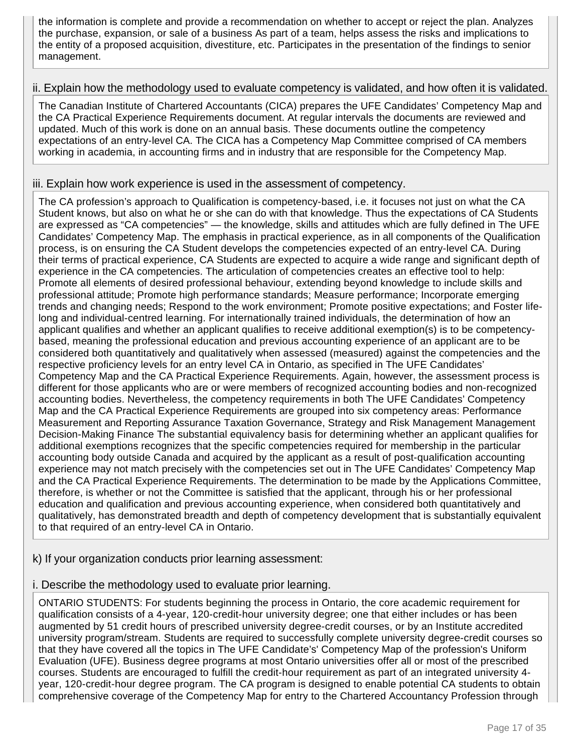the information is complete and provide a recommendation on whether to accept or reject the plan. Analyzes the purchase, expansion, or sale of a business As part of a team, helps assess the risks and implications to the entity of a proposed acquisition, divestiture, etc. Participates in the presentation of the findings to senior management.

ii. Explain how the methodology used to evaluate competency is validated, and how often it is validated.

The Canadian Institute of Chartered Accountants (CICA) prepares the UFE Candidates' Competency Map and the CA Practical Experience Requirements document. At regular intervals the documents are reviewed and updated. Much of this work is done on an annual basis. These documents outline the competency expectations of an entry-level CA. The CICA has a Competency Map Committee comprised of CA members working in academia, in accounting firms and in industry that are responsible for the Competency Map.

iii. Explain how work experience is used in the assessment of competency.

The CA profession's approach to Qualification is competency-based, i.e. it focuses not just on what the CA Student knows, but also on what he or she can do with that knowledge. Thus the expectations of CA Students are expressed as "CA competencies" — the knowledge, skills and attitudes which are fully defined in The UFE Candidates' Competency Map. The emphasis in practical experience, as in all components of the Qualification process, is on ensuring the CA Student develops the competencies expected of an entry-level CA. During their terms of practical experience, CA Students are expected to acquire a wide range and significant depth of experience in the CA competencies. The articulation of competencies creates an effective tool to help: Promote all elements of desired professional behaviour, extending beyond knowledge to include skills and professional attitude; Promote high performance standards; Measure performance; Incorporate emerging trends and changing needs; Respond to the work environment; Promote positive expectations; and Foster life-long and individual-centred learning. For internationally trained individuals, the determination of how an applicant qualifies and whether an applicant qualifies to receive additional exemption(s) is to be competency-based, meaning the professional education and previous accounting experience of an applicant are to be considered both quantitatively and qualitatively when assessed (measured) against the competencies and the respective proficiency levels for an entry level CA in Ontario, as specified in The UFE Candidates' Competency Map and the CA Practical Experience Requirements. Again, however, the assessment process is different for those applicants who are or were members of recognized accounting bodies and non-recognized accounting bodies. Nevertheless, the competency requirements in both The UFE Candidates' Competency Map and the CA Practical Experience Requirements are grouped into six competency areas: Performance Measurement and Reporting Assurance Taxation Governance, Strategy and Risk Management Management Decision-Making Finance The substantial equivalency basis for determining whether an applicant qualifies for additional exemptions recognizes that the specific competencies required for membership in the particular accounting body outside Canada and acquired by the applicant as a result of post-qualification accounting experience may not match precisely with the competencies set out in The UFE Candidates' Competency Map and the CA Practical Experience Requirements. The determination to be made by the Applications Committee, therefore, is whether or not the Committee is satisfied that the applicant, through his or her professional education and qualification and previous accounting experience, when considered both quantitatively and qualitatively, has demonstrated breadth and depth of competency development that is substantially equivalent to that required of an entry-level CA in Ontario.

k) If your organization conducts prior learning assessment:

i. Describe the methodology used to evaluate prior learning.

ONTARIO STUDENTS: For students beginning the process in Ontario, the core academic requirement for qualification consists of a 4-year, 120-credit-hour university degree; one that either includes or has been augmented by 51 credit hours of prescribed university degree-credit courses, or by an Institute accredited university program/stream. Students are required to successfully complete university degree-credit courses so that they have covered all the topics in The UFE Candidate's' Competency Map of the profession's Uniform Evaluation (UFE). Business degree programs at most Ontario universities offer all or most of the prescribed courses. Students are encouraged to fulfill the credit-hour requirement as part of an integrated university 4-year, 120-credit-hour degree program. The CA program is designed to enable potential CA students to obtain comprehensive coverage of the Competency Map for entry to the Chartered Accountancy Profession through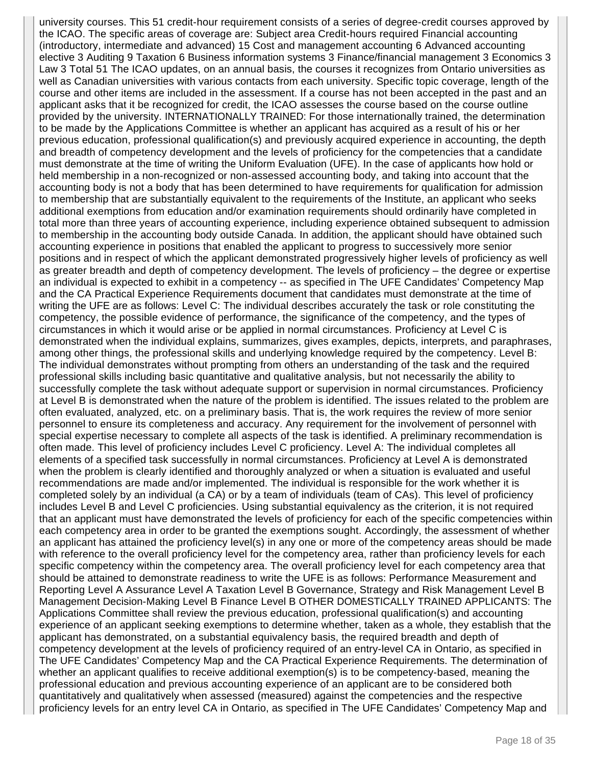university courses. This 51 credit-hour requirement consists of a series of degree-credit courses approved by the ICAO. The specific areas of coverage are: Subject area Credit-hours required Financial accounting (introductory, intermediate and advanced) 15 Cost and management accounting 6 Advanced accounting elective 3 Auditing 9 Taxation 6 Business information systems 3 Finance/financial management 3 Economics 3 Law 3 Total 51 The ICAO updates, on an annual basis, the courses it recognizes from Ontario universities as well as Canadian universities with various contacts from each university. Specific topic coverage, length of the course and other items are included in the assessment. If a course has not been accepted in the past and an applicant asks that it be recognized for credit, the ICAO assesses the course based on the course outline provided by the university. INTERNATIONALLY TRAINED: For those internationally trained, the determination to be made by the Applications Committee is whether an applicant has acquired as a result of his or her previous education, professional qualification(s) and previously acquired experience in accounting, the depth and breadth of competency development and the levels of proficiency for the competencies that a candidate must demonstrate at the time of writing the Uniform Evaluation (UFE). In the case of applicants how hold or held membership in a non-recognized or non-assessed accounting body, and taking into account that the accounting body is not a body that has been determined to have requirements for qualification for admission to membership that are substantially equivalent to the requirements of the Institute, an applicant who seeks additional exemptions from education and/or examination requirements should ordinarily have completed in total more than three years of accounting experience, including experience obtained subsequent to admission to membership in the accounting body outside Canada. In addition, the applicant should have obtained such accounting experience in positions that enabled the applicant to progress to successively more senior positions and in respect of which the applicant demonstrated progressively higher levels of proficiency as well as greater breadth and depth of competency development. The levels of proficiency – the degree or expertise an individual is expected to exhibit in a competency -- as specified in The UFE Candidates' Competency Map and the CA Practical Experience Requirements document that candidates must demonstrate at the time of writing the UFE are as follows: Level C: The individual describes accurately the task or role constituting the competency, the possible evidence of performance, the significance of the competency, and the types of circumstances in which it would arise or be applied in normal circumstances. Proficiency at Level C is demonstrated when the individual explains, summarizes, gives examples, depicts, interprets, and paraphrases, among other things, the professional skills and underlying knowledge required by the competency. Level B: The individual demonstrates without prompting from others an understanding of the task and the required professional skills including basic quantitative and qualitative analysis, but not necessarily the ability to successfully complete the task without adequate support or supervision in normal circumstances. Proficiency at Level B is demonstrated when the nature of the problem is identified. The issues related to the problem are often evaluated, analyzed, etc. on a preliminary basis. That is, the work requires the review of more senior personnel to ensure its completeness and accuracy. Any requirement for the involvement of personnel with special expertise necessary to complete all aspects of the task is identified. A preliminary recommendation is often made. This level of proficiency includes Level C proficiency. Level A: The individual completes all elements of a specified task successfully in normal circumstances. Proficiency at Level A is demonstrated when the problem is clearly identified and thoroughly analyzed or when a situation is evaluated and useful recommendations are made and/or implemented. The individual is responsible for the work whether it is completed solely by an individual (a CA) or by a team of individuals (team of CAs). This level of proficiency includes Level B and Level C proficiencies. Using substantial equivalency as the criterion, it is not required that an applicant must have demonstrated the levels of proficiency for each of the specific competencies within each competency area in order to be granted the exemptions sought. Accordingly, the assessment of whether an applicant has attained the proficiency level(s) in any one or more of the competency areas should be made with reference to the overall proficiency level for the competency area, rather than proficiency levels for each specific competency within the competency area. The overall proficiency level for each competency area that should be attained to demonstrate readiness to write the UFE is as follows: Performance Measurement and Reporting Level A Assurance Level A Taxation Level B Governance, Strategy and Risk Management Level B Management Decision-Making Level B Finance Level B OTHER DOMESTICALLY TRAINED APPLICANTS: The Applications Committee shall review the previous education, professional qualification(s) and accounting experience of an applicant seeking exemptions to determine whether, taken as a whole, they establish that the applicant has demonstrated, on a substantial equivalency basis, the required breadth and depth of competency development at the levels of proficiency required of an entry-level CA in Ontario, as specified in The UFE Candidates' Competency Map and the CA Practical Experience Requirements. The determination of whether an applicant qualifies to receive additional exemption(s) is to be competency-based, meaning the professional education and previous accounting experience of an applicant are to be considered both quantitatively and qualitatively when assessed (measured) against the competencies and the respective proficiency levels for an entry level CA in Ontario, as specified in The UFE Candidates' Competency Map and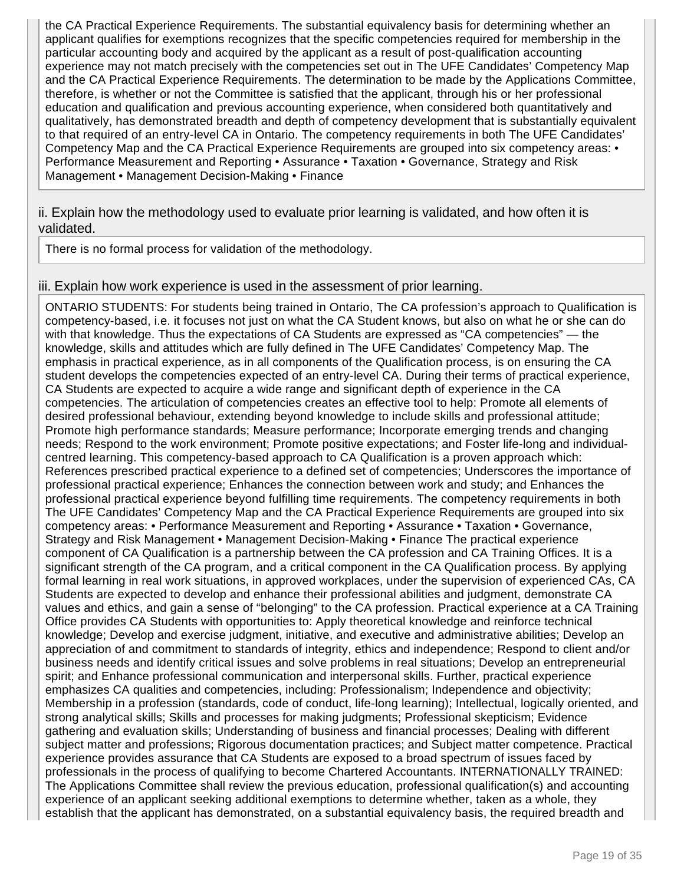the CA Practical Experience Requirements. The substantial equivalency basis for determining whether an applicant qualifies for exemptions recognizes that the specific competencies required for membership in the particular accounting body and acquired by the applicant as a result of post-qualification accounting experience may not match precisely with the competencies set out in The UFE Candidates' Competency Map and the CA Practical Experience Requirements. The determination to be made by the Applications Committee, therefore, is whether or not the Committee is satisfied that the applicant, through his or her professional education and qualification and previous accounting experience, when considered both quantitatively and qualitatively, has demonstrated breadth and depth of competency development that is substantially equivalent to that required of an entry-level CA in Ontario. The competency requirements in both The UFE Candidates' Competency Map and the CA Practical Experience Requirements are grouped into six competency areas: • Performance Measurement and Reporting • Assurance • Taxation • Governance, Strategy and Risk Management • Management Decision-Making • Finance

ii. Explain how the methodology used to evaluate prior learning is validated, and how often it is validated.

There is no formal process for validation of the methodology.

iii. Explain how work experience is used in the assessment of prior learning.

ONTARIO STUDENTS: For students being trained in Ontario, The CA profession's approach to Qualification is competency-based, i.e. it focuses not just on what the CA Student knows, but also on what he or she can do with that knowledge. Thus the expectations of CA Students are expressed as "CA competencies" — the knowledge, skills and attitudes which are fully defined in The UFE Candidates' Competency Map. The emphasis in practical experience, as in all components of the Qualification process, is on ensuring the CA student develops the competencies expected of an entry-level CA. During their terms of practical experience, CA Students are expected to acquire a wide range and significant depth of experience in the CA competencies. The articulation of competencies creates an effective tool to help: Promote all elements of desired professional behaviour, extending beyond knowledge to include skills and professional attitude; Promote high performance standards; Measure performance; Incorporate emerging trends and changing needs; Respond to the work environment; Promote positive expectations; and Foster life-long and individual-centred learning. This competency-based approach to CA Qualification is a proven approach which: References prescribed practical experience to a defined set of competencies; Underscores the importance of professional practical experience; Enhances the connection between work and study; and Enhances the professional practical experience beyond fulfilling time requirements. The competency requirements in both The UFE Candidates' Competency Map and the CA Practical Experience Requirements are grouped into six competency areas: • Performance Measurement and Reporting • Assurance • Taxation • Governance, Strategy and Risk Management • Management Decision-Making • Finance The practical experience component of CA Qualification is a partnership between the CA profession and CA Training Offices. It is a significant strength of the CA program, and a critical component in the CA Qualification process. By applying formal learning in real work situations, in approved workplaces, under the supervision of experienced CAs, CA Students are expected to develop and enhance their professional abilities and judgment, demonstrate CA values and ethics, and gain a sense of "belonging" to the CA profession. Practical experience at a CA Training Office provides CA Students with opportunities to: Apply theoretical knowledge and reinforce technical knowledge; Develop and exercise judgment, initiative, and executive and administrative abilities; Develop an appreciation of and commitment to standards of integrity, ethics and independence; Respond to client and/or business needs and identify critical issues and solve problems in real situations; Develop an entrepreneurial spirit; and Enhance professional communication and interpersonal skills. Further, practical experience emphasizes CA qualities and competencies, including: Professionalism; Independence and objectivity; Membership in a profession (standards, code of conduct, life-long learning); Intellectual, logically oriented, and strong analytical skills; Skills and processes for making judgments; Professional skepticism; Evidence gathering and evaluation skills; Understanding of business and financial processes; Dealing with different subject matter and professions; Rigorous documentation practices; and Subject matter competence. Practical experience provides assurance that CA Students are exposed to a broad spectrum of issues faced by professionals in the process of qualifying to become Chartered Accountants. INTERNATIONALLY TRAINED: The Applications Committee shall review the previous education, professional qualification(s) and accounting experience of an applicant seeking additional exemptions to determine whether, taken as a whole, they establish that the applicant has demonstrated, on a substantial equivalency basis, the required breadth and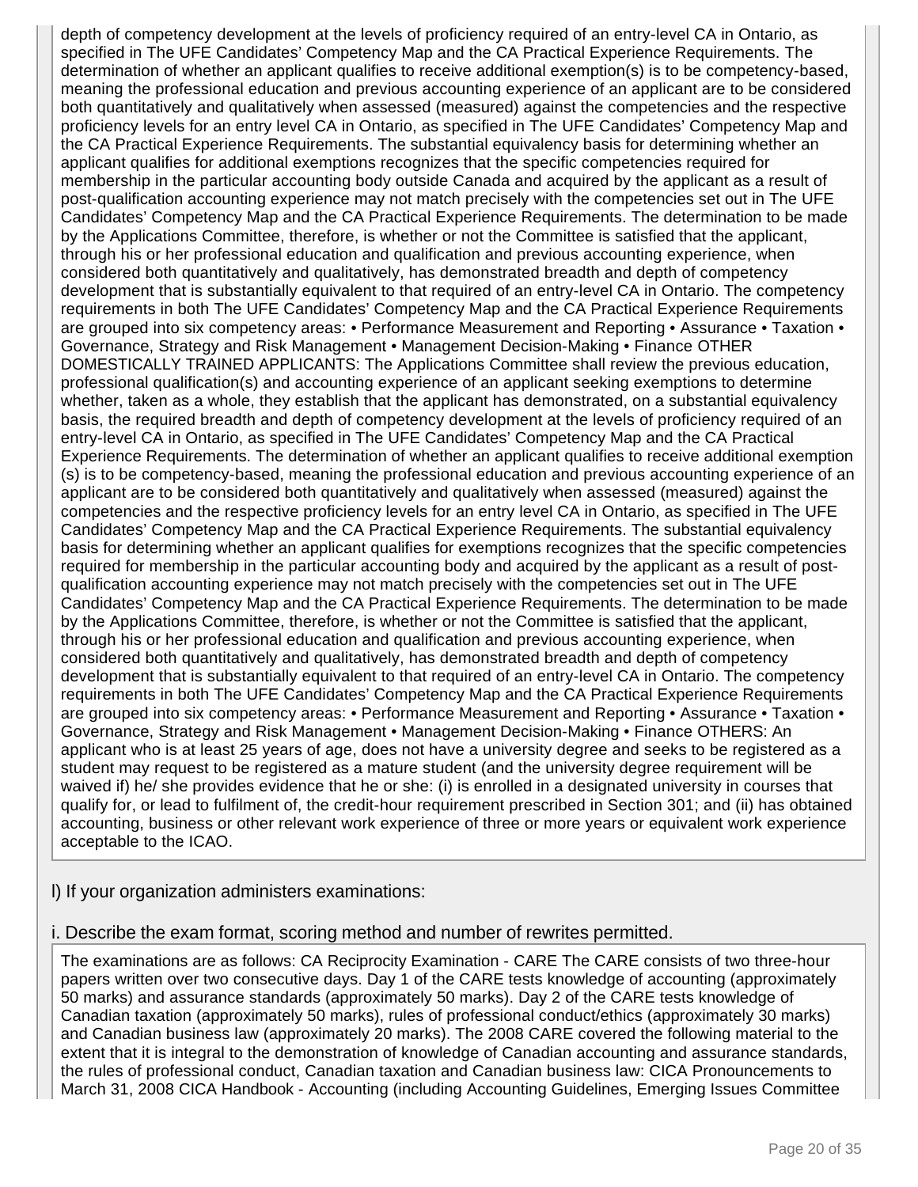depth of competency development at the levels of proficiency required of an entry-level CA in Ontario, as specified in The UFE Candidates' Competency Map and the CA Practical Experience Requirements. The determination of whether an applicant qualifies to receive additional exemption(s) is to be competency-based, meaning the professional education and previous accounting experience of an applicant are to be considered both quantitatively and qualitatively when assessed (measured) against the competencies and the respective proficiency levels for an entry level CA in Ontario, as specified in The UFE Candidates' Competency Map and the CA Practical Experience Requirements. The substantial equivalency basis for determining whether an applicant qualifies for additional exemptions recognizes that the specific competencies required for membership in the particular accounting body outside Canada and acquired by the applicant as a result of post-qualification accounting experience may not match precisely with the competencies set out in The UFE Candidates' Competency Map and the CA Practical Experience Requirements. The determination to be made by the Applications Committee, therefore, is whether or not the Committee is satisfied that the applicant, through his or her professional education and qualification and previous accounting experience, when considered both quantitatively and qualitatively, has demonstrated breadth and depth of competency development that is substantially equivalent to that required of an entry-level CA in Ontario. The competency requirements in both The UFE Candidates' Competency Map and the CA Practical Experience Requirements are grouped into six competency areas: • Performance Measurement and Reporting • Assurance • Taxation • Governance, Strategy and Risk Management • Management Decision-Making • Finance OTHER DOMESTICALLY TRAINED APPLICANTS: The Applications Committee shall review the previous education, professional qualification(s) and accounting experience of an applicant seeking exemptions to determine whether, taken as a whole, they establish that the applicant has demonstrated, on a substantial equivalency basis, the required breadth and depth of competency development at the levels of proficiency required of an entry-level CA in Ontario, as specified in The UFE Candidates' Competency Map and the CA Practical Experience Requirements. The determination of whether an applicant qualifies to receive additional exemption (s) is to be competency-based, meaning the professional education and previous accounting experience of an applicant are to be considered both quantitatively and qualitatively when assessed (measured) against the competencies and the respective proficiency levels for an entry level CA in Ontario, as specified in The UFE Candidates' Competency Map and the CA Practical Experience Requirements. The substantial equivalency basis for determining whether an applicant qualifies for exemptions recognizes that the specific competencies required for membership in the particular accounting body and acquired by the applicant as a result of post-qualification accounting experience may not match precisely with the competencies set out in The UFE Candidates' Competency Map and the CA Practical Experience Requirements. The determination to be made by the Applications Committee, therefore, is whether or not the Committee is satisfied that the applicant, through his or her professional education and qualification and previous accounting experience, when considered both quantitatively and qualitatively, has demonstrated breadth and depth of competency development that is substantially equivalent to that required of an entry-level CA in Ontario. The competency requirements in both The UFE Candidates' Competency Map and the CA Practical Experience Requirements are grouped into six competency areas: • Performance Measurement and Reporting • Assurance • Taxation • Governance, Strategy and Risk Management • Management Decision-Making • Finance OTHERS: An applicant who is at least 25 years of age, does not have a university degree and seeks to be registered as a student may request to be registered as a mature student (and the university degree requirement will be waived if) he/ she provides evidence that he or she: (i) is enrolled in a designated university in courses that qualify for, or lead to fulfilment of, the credit-hour requirement prescribed in Section 301; and (ii) has obtained accounting, business or other relevant work experience of three or more years or equivalent work experience acceptable to the ICAO.

l) If your organization administers examinations:

i. Describe the exam format, scoring method and number of rewrites permitted.

The examinations are as follows: CA Reciprocity Examination - CARE The CARE consists of two three-hour papers written over two consecutive days. Day 1 of the CARE tests knowledge of accounting (approximately 50 marks) and assurance standards (approximately 50 marks). Day 2 of the CARE tests knowledge of Canadian taxation (approximately 50 marks), rules of professional conduct/ethics (approximately 30 marks) and Canadian business law (approximately 20 marks). The 2008 CARE covered the following material to the extent that it is integral to the demonstration of knowledge of Canadian accounting and assurance standards, the rules of professional conduct, Canadian taxation and Canadian business law: CICA Pronouncements to March 31, 2008 CICA Handbook - Accounting (including Accounting Guidelines, Emerging Issues Committee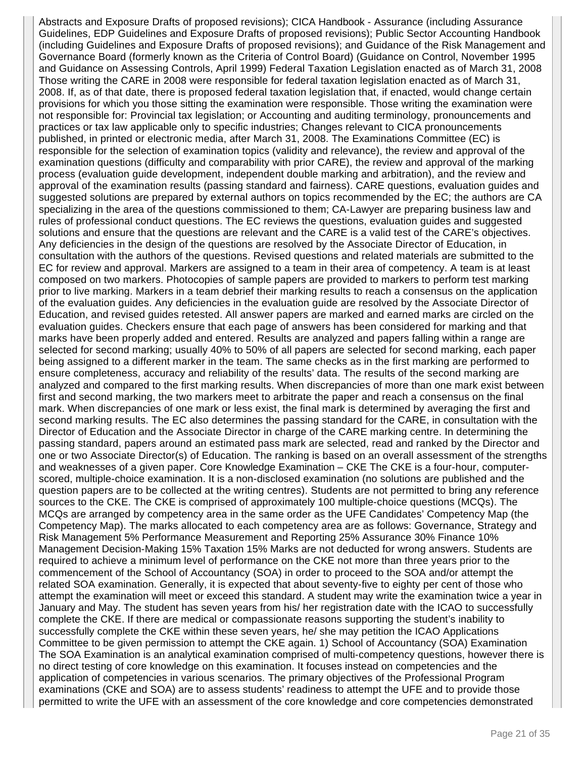Abstracts and Exposure Drafts of proposed revisions); CICA Handbook - Assurance (including Assurance Guidelines, EDP Guidelines and Exposure Drafts of proposed revisions); Public Sector Accounting Handbook (including Guidelines and Exposure Drafts of proposed revisions); and Guidance of the Risk Management and Governance Board (formerly known as the Criteria of Control Board) (Guidance on Control, November 1995 and Guidance on Assessing Controls, April 1999) Federal Taxation Legislation enacted as of March 31, 2008 Those writing the CARE in 2008 were responsible for federal taxation legislation enacted as of March 31, 2008. If, as of that date, there is proposed federal taxation legislation that, if enacted, would change certain provisions for which you those sitting the examination were responsible. Those writing the examination were not responsible for: Provincial tax legislation; or Accounting and auditing terminology, pronouncements and practices or tax law applicable only to specific industries; Changes relevant to CICA pronouncements published, in printed or electronic media, after March 31, 2008. The Examinations Committee (EC) is responsible for the selection of examination topics (validity and relevance), the review and approval of the examination questions (difficulty and comparability with prior CARE), the review and approval of the marking process (evaluation guide development, independent double marking and arbitration), and the review and approval of the examination results (passing standard and fairness). CARE questions, evaluation guides and suggested solutions are prepared by external authors on topics recommended by the EC; the authors are CA specializing in the area of the questions commissioned to them; CA-Lawyer are preparing business law and rules of professional conduct questions. The EC reviews the questions, evaluation guides and suggested solutions and ensure that the questions are relevant and the CARE is a valid test of the CARE's objectives. Any deficiencies in the design of the questions are resolved by the Associate Director of Education, in consultation with the authors of the questions. Revised questions and related materials are submitted to the EC for review and approval. Markers are assigned to a team in their area of competency. A team is at least composed on two markers. Photocopies of sample papers are provided to markers to perform test marking prior to live marking. Markers in a team debrief their marking results to reach a consensus on the application of the evaluation guides. Any deficiencies in the evaluation guide are resolved by the Associate Director of Education, and revised guides retested. All answer papers are marked and earned marks are circled on the evaluation guides. Checkers ensure that each page of answers has been considered for marking and that marks have been properly added and entered. Results are analyzed and papers falling within a range are selected for second marking; usually 40% to 50% of all papers are selected for second marking, each paper being assigned to a different marker in the team. The same checks as in the first marking are performed to ensure completeness, accuracy and reliability of the results' data. The results of the second marking are analyzed and compared to the first marking results. When discrepancies of more than one mark exist between first and second marking, the two markers meet to arbitrate the paper and reach a consensus on the final mark. When discrepancies of one mark or less exist, the final mark is determined by averaging the first and second marking results. The EC also determines the passing standard for the CARE, in consultation with the Director of Education and the Associate Director in charge of the CARE marking centre. In determining the passing standard, papers around an estimated pass mark are selected, read and ranked by the Director and one or two Associate Director(s) of Education. The ranking is based on an overall assessment of the strengths and weaknesses of a given paper. Core Knowledge Examination – CKE The CKE is a four-hour, computer-scored, multiple-choice examination. It is a non-disclosed examination (no solutions are published and the question papers are to be collected at the writing centres). Students are not permitted to bring any reference sources to the CKE. The CKE is comprised of approximately 100 multiple-choice questions (MCQs). The MCQs are arranged by competency area in the same order as the UFE Candidates' Competency Map (the Competency Map). The marks allocated to each competency area are as follows: Governance, Strategy and Risk Management 5% Performance Measurement and Reporting 25% Assurance 30% Finance 10% Management Decision-Making 15% Taxation 15% Marks are not deducted for wrong answers. Students are required to achieve a minimum level of performance on the CKE not more than three years prior to the commencement of the School of Accountancy (SOA) in order to proceed to the SOA and/or attempt the related SOA examination. Generally, it is expected that about seventy-five to eighty per cent of those who attempt the examination will meet or exceed this standard. A student may write the examination twice a year in January and May. The student has seven years from his/ her registration date with the ICAO to successfully complete the CKE. If there are medical or compassionate reasons supporting the student's inability to successfully complete the CKE within these seven years, he/ she may petition the ICAO Applications Committee to be given permission to attempt the CKE again. 1) School of Accountancy (SOA) Examination The SOA Examination is an analytical examination comprised of multi-competency questions, however there is no direct testing of core knowledge on this examination. It focuses instead on competencies and the application of competencies in various scenarios. The primary objectives of the Professional Program examinations (CKE and SOA) are to assess students' readiness to attempt the UFE and to provide those permitted to write the UFE with an assessment of the core knowledge and core competencies demonstrated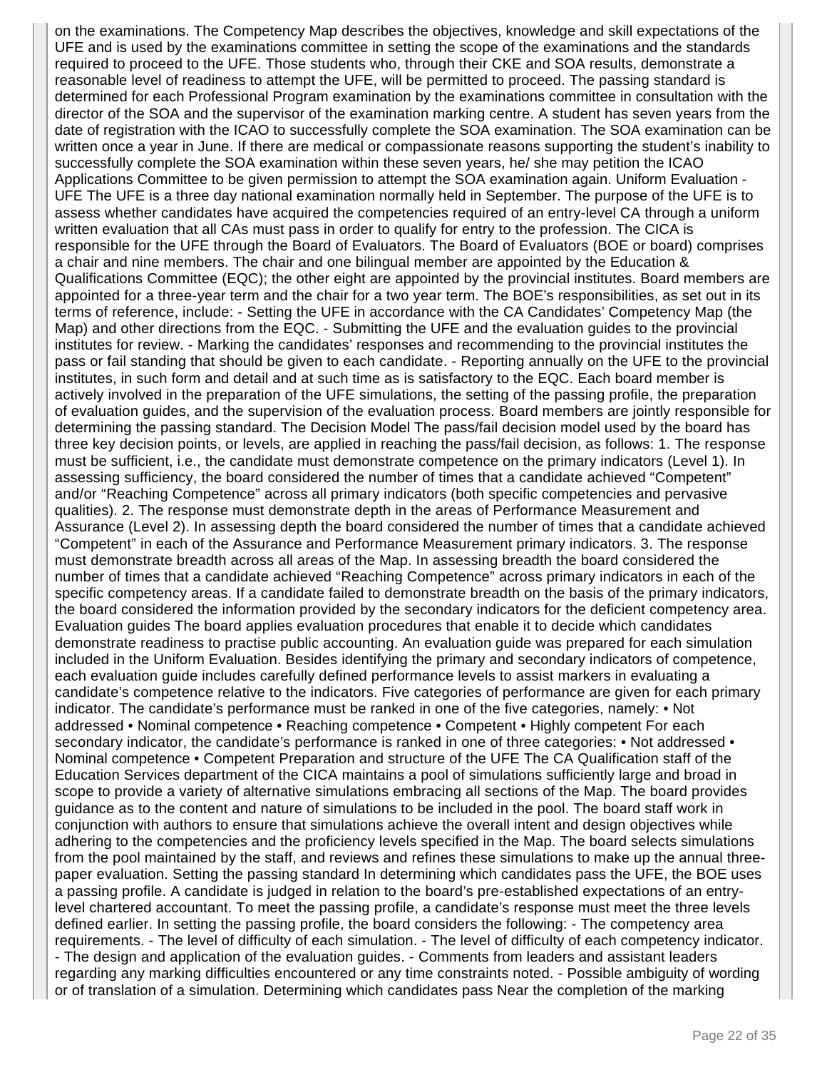on the examinations. The Competency Map describes the objectives, knowledge and skill expectations of the UFE and is used by the examinations committee in setting the scope of the examinations and the standards required to proceed to the UFE. Those students who, through their CKE and SOA results, demonstrate a reasonable level of readiness to attempt the UFE, will be permitted to proceed. The passing standard is determined for each Professional Program examination by the examinations committee in consultation with the director of the SOA and the supervisor of the examination marking centre. A student has seven years from the date of registration with the ICAO to successfully complete the SOA examination. The SOA examination can be written once a year in June. If there are medical or compassionate reasons supporting the student's inability to successfully complete the SOA examination within these seven years, he/ she may petition the ICAO Applications Committee to be given permission to attempt the SOA examination again. Uniform Evaluation - UFE The UFE is a three day national examination normally held in September. The purpose of the UFE is to assess whether candidates have acquired the competencies required of an entry-level CA through a uniform written evaluation that all CAs must pass in order to qualify for entry to the profession. The CICA is responsible for the UFE through the Board of Evaluators. The Board of Evaluators (BOE or board) comprises a chair and nine members. The chair and one bilingual member are appointed by the Education & Qualifications Committee (EQC); the other eight are appointed by the provincial institutes. Board members are appointed for a three-year term and the chair for a two year term. The BOE's responsibilities, as set out in its terms of reference, include: - Setting the UFE in accordance with the CA Candidates' Competency Map (the Map) and other directions from the EQC. - Submitting the UFE and the evaluation guides to the provincial institutes for review. - Marking the candidates' responses and recommending to the provincial institutes the pass or fail standing that should be given to each candidate. - Reporting annually on the UFE to the provincial institutes, in such form and detail and at such time as is satisfactory to the EQC. Each board member is actively involved in the preparation of the UFE simulations, the setting of the passing profile, the preparation of evaluation guides, and the supervision of the evaluation process. Board members are jointly responsible for determining the passing standard. The Decision Model The pass/fail decision model used by the board has three key decision points, or levels, are applied in reaching the pass/fail decision, as follows: 1. The response must be sufficient, i.e., the candidate must demonstrate competence on the primary indicators (Level 1). In assessing sufficiency, the board considered the number of times that a candidate achieved "Competent" and/or "Reaching Competence" across all primary indicators (both specific competencies and pervasive qualities). 2. The response must demonstrate depth in the areas of Performance Measurement and Assurance (Level 2). In assessing depth the board considered the number of times that a candidate achieved "Competent" in each of the Assurance and Performance Measurement primary indicators. 3. The response must demonstrate breadth across all areas of the Map. In assessing breadth the board considered the number of times that a candidate achieved "Reaching Competence" across primary indicators in each of the specific competency areas. If a candidate failed to demonstrate breadth on the basis of the primary indicators, the board considered the information provided by the secondary indicators for the deficient competency area. Evaluation guides The board applies evaluation procedures that enable it to decide which candidates demonstrate readiness to practise public accounting. An evaluation guide was prepared for each simulation included in the Uniform Evaluation. Besides identifying the primary and secondary indicators of competence, each evaluation guide includes carefully defined performance levels to assist markers in evaluating a candidate's competence relative to the indicators. Five categories of performance are given for each primary indicator. The candidate's performance must be ranked in one of the five categories, namely: • Not addressed • Nominal competence • Reaching competence • Competent • Highly competent For each secondary indicator, the candidate's performance is ranked in one of three categories: • Not addressed • Nominal competence • Competent Preparation and structure of the UFE The CA Qualification staff of the Education Services department of the CICA maintains a pool of simulations sufficiently large and broad in scope to provide a variety of alternative simulations embracing all sections of the Map. The board provides guidance as to the content and nature of simulations to be included in the pool. The board staff work in conjunction with authors to ensure that simulations achieve the overall intent and design objectives while adhering to the competencies and the proficiency levels specified in the Map. The board selects simulations from the pool maintained by the staff, and reviews and refines these simulations to make up the annual three-paper evaluation. Setting the passing standard In determining which candidates pass the UFE, the BOE uses a passing profile. A candidate is judged in relation to the board's pre-established expectations of an entry-level chartered accountant. To meet the passing profile, a candidate's response must meet the three levels defined earlier. In setting the passing profile, the board considers the following: - The competency area requirements. - The level of difficulty of each simulation. - The level of difficulty of each competency indicator. - The design and application of the evaluation guides. - Comments from leaders and assistant leaders regarding any marking difficulties encountered or any time constraints noted. - Possible ambiguity of wording or of translation of a simulation. Determining which candidates pass Near the completion of the marking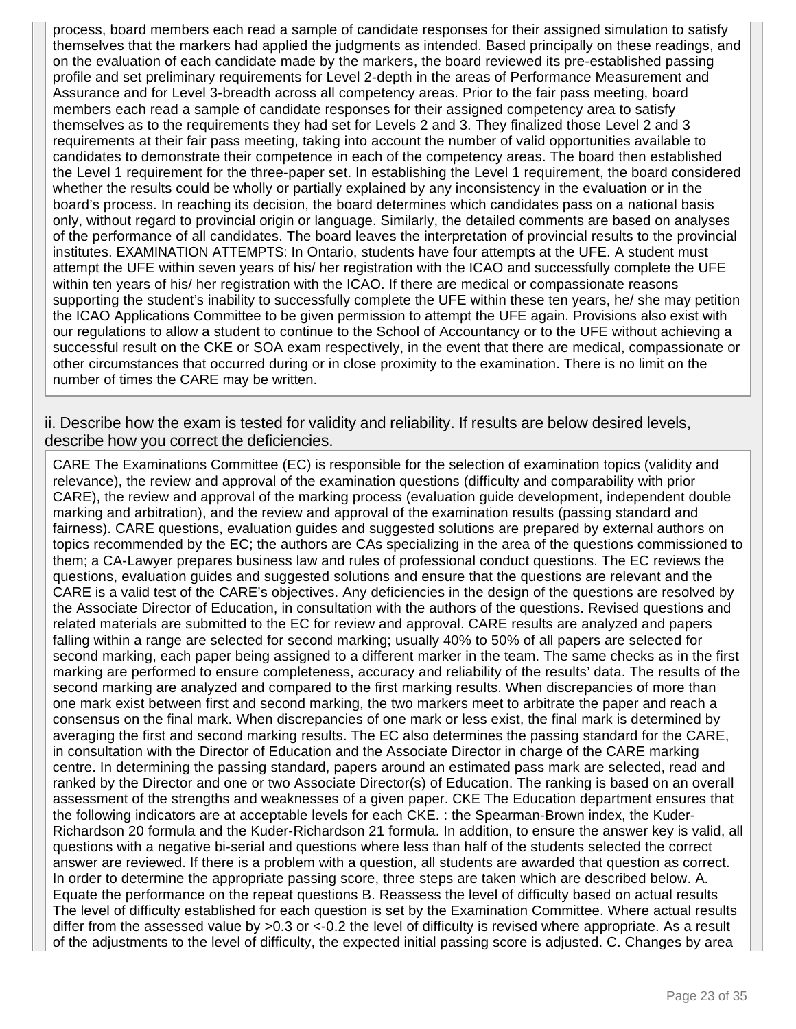process, board members each read a sample of candidate responses for their assigned simulation to satisfy themselves that the markers had applied the judgments as intended. Based principally on these readings, and on the evaluation of each candidate made by the markers, the board reviewed its pre-established passing profile and set preliminary requirements for Level 2-depth in the areas of Performance Measurement and Assurance and for Level 3-breadth across all competency areas. Prior to the fair pass meeting, board members each read a sample of candidate responses for their assigned competency area to satisfy themselves as to the requirements they had set for Levels 2 and 3. They finalized those Level 2 and 3 requirements at their fair pass meeting, taking into account the number of valid opportunities available to candidates to demonstrate their competence in each of the competency areas. The board then established the Level 1 requirement for the three-paper set. In establishing the Level 1 requirement, the board considered whether the results could be wholly or partially explained by any inconsistency in the evaluation or in the board's process. In reaching its decision, the board determines which candidates pass on a national basis only, without regard to provincial origin or language. Similarly, the detailed comments are based on analyses of the performance of all candidates. The board leaves the interpretation of provincial results to the provincial institutes. EXAMINATION ATTEMPTS: In Ontario, students have four attempts at the UFE. A student must attempt the UFE within seven years of his/ her registration with the ICAO and successfully complete the UFE within ten years of his/ her registration with the ICAO. If there are medical or compassionate reasons supporting the student's inability to successfully complete the UFE within these ten years, he/ she may petition the ICAO Applications Committee to be given permission to attempt the UFE again. Provisions also exist with our regulations to allow a student to continue to the School of Accountancy or to the UFE without achieving a successful result on the CKE or SOA exam respectively, in the event that there are medical, compassionate or other circumstances that occurred during or in close proximity to the examination. There is no limit on the number of times the CARE may be written.

ii. Describe how the exam is tested for validity and reliability. If results are below desired levels, describe how you correct the deficiencies.

CARE The Examinations Committee (EC) is responsible for the selection of examination topics (validity and relevance), the review and approval of the examination questions (difficulty and comparability with prior CARE), the review and approval of the marking process (evaluation guide development, independent double marking and arbitration), and the review and approval of the examination results (passing standard and fairness). CARE questions, evaluation guides and suggested solutions are prepared by external authors on topics recommended by the EC; the authors are CAs specializing in the area of the questions commissioned to them; a CA-Lawyer prepares business law and rules of professional conduct questions. The EC reviews the questions, evaluation guides and suggested solutions and ensure that the questions are relevant and the CARE is a valid test of the CARE's objectives. Any deficiencies in the design of the questions are resolved by the Associate Director of Education, in consultation with the authors of the questions. Revised questions and related materials are submitted to the EC for review and approval. CARE results are analyzed and papers falling within a range are selected for second marking; usually 40% to 50% of all papers are selected for second marking, each paper being assigned to a different marker in the team. The same checks as in the first marking are performed to ensure completeness, accuracy and reliability of the results' data. The results of the second marking are analyzed and compared to the first marking results. When discrepancies of more than one mark exist between first and second marking, the two markers meet to arbitrate the paper and reach a consensus on the final mark. When discrepancies of one mark or less exist, the final mark is determined by averaging the first and second marking results. The EC also determines the passing standard for the CARE, in consultation with the Director of Education and the Associate Director in charge of the CARE marking centre. In determining the passing standard, papers around an estimated pass mark are selected, read and ranked by the Director and one or two Associate Director(s) of Education. The ranking is based on an overall assessment of the strengths and weaknesses of a given paper. CKE The Education department ensures that the following indicators are at acceptable levels for each CKE. : the Spearman-Brown index, the Kuder-Richardson 20 formula and the Kuder-Richardson 21 formula. In addition, to ensure the answer key is valid, all questions with a negative bi-serial and questions where less than half of the students selected the correct answer are reviewed. If there is a problem with a question, all students are awarded that question as correct. In order to determine the appropriate passing score, three steps are taken which are described below. A. Equate the performance on the repeat questions B. Reassess the level of difficulty based on actual results The level of difficulty established for each question is set by the Examination Committee. Where actual results differ from the assessed value by >0.3 or <-0.2 the level of difficulty is revised where appropriate. As a result of the adjustments to the level of difficulty, the expected initial passing score is adjusted. C. Changes by area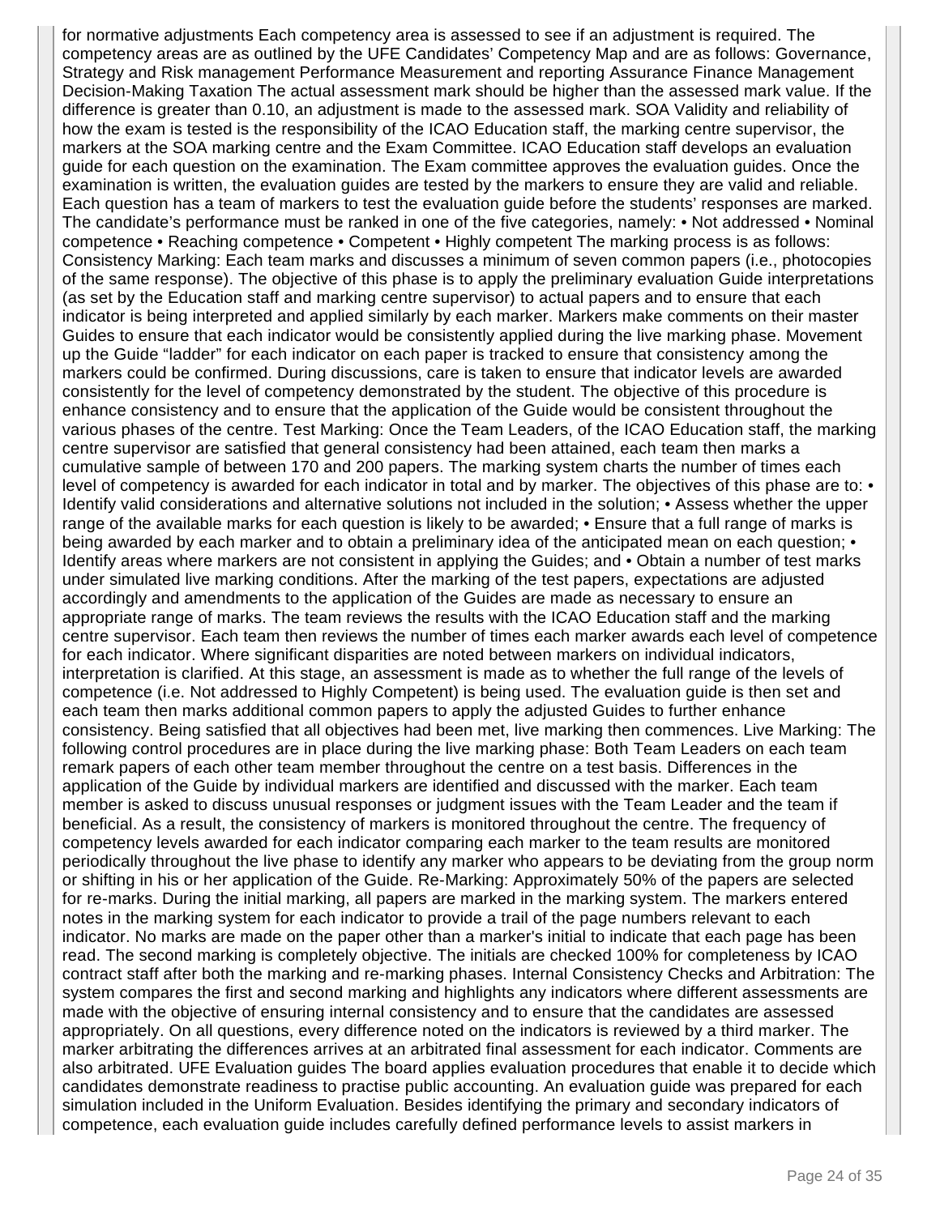for normative adjustments Each competency area is assessed to see if an adjustment is required. The competency areas are as outlined by the UFE Candidates' Competency Map and are as follows: Governance, Strategy and Risk management Performance Measurement and reporting Assurance Finance Management Decision-Making Taxation The actual assessment mark should be higher than the assessed mark value. If the difference is greater than 0.10, an adjustment is made to the assessed mark. SOA Validity and reliability of how the exam is tested is the responsibility of the ICAO Education staff, the marking centre supervisor, the markers at the SOA marking centre and the Exam Committee. ICAO Education staff develops an evaluation guide for each question on the examination. The Exam committee approves the evaluation guides. Once the examination is written, the evaluation guides are tested by the markers to ensure they are valid and reliable. Each question has a team of markers to test the evaluation guide before the students' responses are marked. The candidate's performance must be ranked in one of the five categories, namely: • Not addressed • Nominal competence • Reaching competence • Competent • Highly competent The marking process is as follows: Consistency Marking: Each team marks and discusses a minimum of seven common papers (i.e., photocopies of the same response). The objective of this phase is to apply the preliminary evaluation Guide interpretations (as set by the Education staff and marking centre supervisor) to actual papers and to ensure that each indicator is being interpreted and applied similarly by each marker. Markers make comments on their master Guides to ensure that each indicator would be consistently applied during the live marking phase. Movement up the Guide "ladder" for each indicator on each paper is tracked to ensure that consistency among the markers could be confirmed. During discussions, care is taken to ensure that indicator levels are awarded consistently for the level of competency demonstrated by the student. The objective of this procedure is enhance consistency and to ensure that the application of the Guide would be consistent throughout the various phases of the centre. Test Marking: Once the Team Leaders, of the ICAO Education staff, the marking centre supervisor are satisfied that general consistency had been attained, each team then marks a cumulative sample of between 170 and 200 papers. The marking system charts the number of times each level of competency is awarded for each indicator in total and by marker. The objectives of this phase are to: • Identify valid considerations and alternative solutions not included in the solution; • Assess whether the upper range of the available marks for each question is likely to be awarded; • Ensure that a full range of marks is being awarded by each marker and to obtain a preliminary idea of the anticipated mean on each question; • Identify areas where markers are not consistent in applying the Guides; and • Obtain a number of test marks under simulated live marking conditions. After the marking of the test papers, expectations are adjusted accordingly and amendments to the application of the Guides are made as necessary to ensure an appropriate range of marks. The team reviews the results with the ICAO Education staff and the marking centre supervisor. Each team then reviews the number of times each marker awards each level of competence for each indicator. Where significant disparities are noted between markers on individual indicators, interpretation is clarified. At this stage, an assessment is made as to whether the full range of the levels of competence (i.e. Not addressed to Highly Competent) is being used. The evaluation guide is then set and each team then marks additional common papers to apply the adjusted Guides to further enhance consistency. Being satisfied that all objectives had been met, live marking then commences. Live Marking: The following control procedures are in place during the live marking phase: Both Team Leaders on each team remark papers of each other team member throughout the centre on a test basis. Differences in the application of the Guide by individual markers are identified and discussed with the marker. Each team member is asked to discuss unusual responses or judgment issues with the Team Leader and the team if beneficial. As a result, the consistency of markers is monitored throughout the centre. The frequency of competency levels awarded for each indicator comparing each marker to the team results are monitored periodically throughout the live phase to identify any marker who appears to be deviating from the group norm or shifting in his or her application of the Guide. Re-Marking: Approximately 50% of the papers are selected for re-marks. During the initial marking, all papers are marked in the marking system. The markers entered notes in the marking system for each indicator to provide a trail of the page numbers relevant to each indicator. No marks are made on the paper other than a marker's initial to indicate that each page has been read. The second marking is completely objective. The initials are checked 100% for completeness by ICAO contract staff after both the marking and re-marking phases. Internal Consistency Checks and Arbitration: The system compares the first and second marking and highlights any indicators where different assessments are made with the objective of ensuring internal consistency and to ensure that the candidates are assessed appropriately. On all questions, every difference noted on the indicators is reviewed by a third marker. The marker arbitrating the differences arrives at an arbitrated final assessment for each indicator. Comments are also arbitrated. UFE Evaluation guides The board applies evaluation procedures that enable it to decide which candidates demonstrate readiness to practise public accounting. An evaluation guide was prepared for each simulation included in the Uniform Evaluation. Besides identifying the primary and secondary indicators of competence, each evaluation guide includes carefully defined performance levels to assist markers in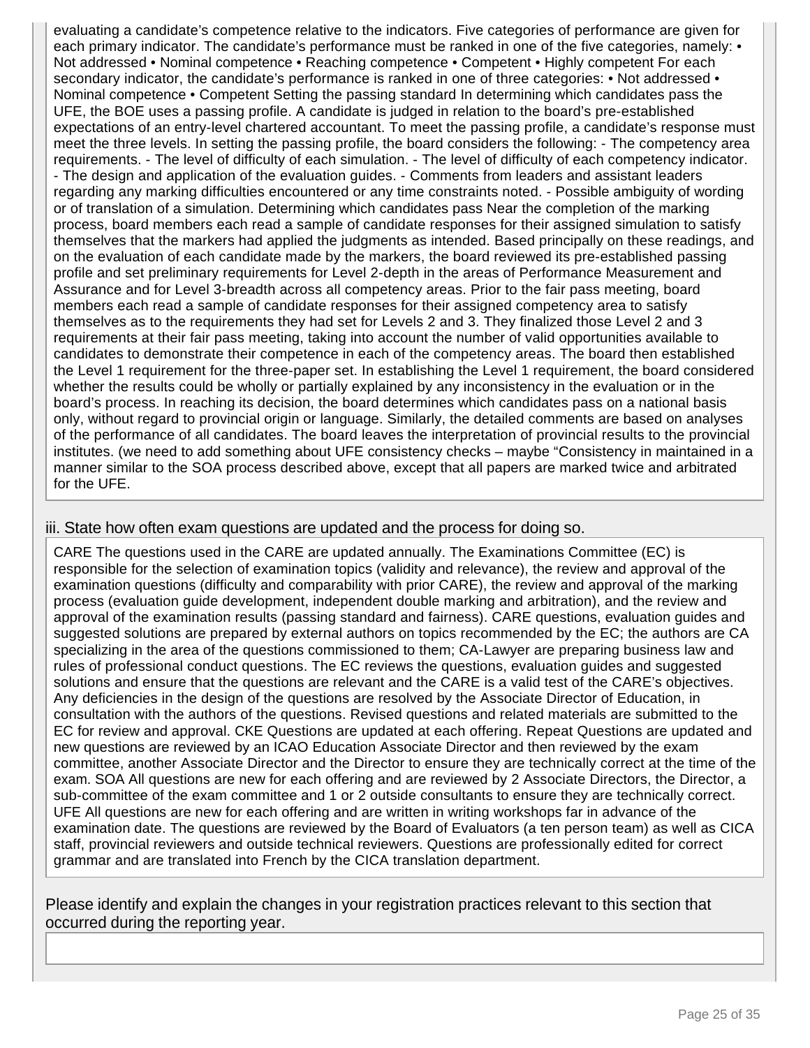evaluating a candidate's competence relative to the indicators. Five categories of performance are given for each primary indicator. The candidate's performance must be ranked in one of the five categories, namely: • Not addressed • Nominal competence • Reaching competence • Competent • Highly competent For each secondary indicator, the candidate's performance is ranked in one of three categories: • Not addressed • Nominal competence • Competent Setting the passing standard In determining which candidates pass the UFE, the BOE uses a passing profile. A candidate is judged in relation to the board's pre-established expectations of an entry-level chartered accountant. To meet the passing profile, a candidate's response must meet the three levels. In setting the passing profile, the board considers the following: - The competency area requirements. - The level of difficulty of each simulation. - The level of difficulty of each competency indicator. - The design and application of the evaluation guides. - Comments from leaders and assistant leaders regarding any marking difficulties encountered or any time constraints noted. - Possible ambiguity of wording or of translation of a simulation. Determining which candidates pass Near the completion of the marking process, board members each read a sample of candidate responses for their assigned simulation to satisfy themselves that the markers had applied the judgments as intended. Based principally on these readings, and on the evaluation of each candidate made by the markers, the board reviewed its pre-established passing profile and set preliminary requirements for Level 2-depth in the areas of Performance Measurement and Assurance and for Level 3-breadth across all competency areas. Prior to the fair pass meeting, board members each read a sample of candidate responses for their assigned competency area to satisfy themselves as to the requirements they had set for Levels 2 and 3. They finalized those Level 2 and 3 requirements at their fair pass meeting, taking into account the number of valid opportunities available to candidates to demonstrate their competence in each of the competency areas. The board then established the Level 1 requirement for the three-paper set. In establishing the Level 1 requirement, the board considered whether the results could be wholly or partially explained by any inconsistency in the evaluation or in the board's process. In reaching its decision, the board determines which candidates pass on a national basis only, without regard to provincial origin or language. Similarly, the detailed comments are based on analyses of the performance of all candidates. The board leaves the interpretation of provincial results to the provincial institutes. (we need to add something about UFE consistency checks – maybe "Consistency in maintained in a manner similar to the SOA process described above, except that all papers are marked twice and arbitrated for the UFE.

iii. State how often exam questions are updated and the process for doing so.

CARE The questions used in the CARE are updated annually. The Examinations Committee (EC) is responsible for the selection of examination topics (validity and relevance), the review and approval of the examination questions (difficulty and comparability with prior CARE), the review and approval of the marking process (evaluation guide development, independent double marking and arbitration), and the review and approval of the examination results (passing standard and fairness). CARE questions, evaluation guides and suggested solutions are prepared by external authors on topics recommended by the EC; the authors are CA specializing in the area of the questions commissioned to them; CA-Lawyer are preparing business law and rules of professional conduct questions. The EC reviews the questions, evaluation guides and suggested solutions and ensure that the questions are relevant and the CARE is a valid test of the CARE's objectives. Any deficiencies in the design of the questions are resolved by the Associate Director of Education, in consultation with the authors of the questions. Revised questions and related materials are submitted to the EC for review and approval. CKE Questions are updated at each offering. Repeat Questions are updated and new questions are reviewed by an ICAO Education Associate Director and then reviewed by the exam committee, another Associate Director and the Director to ensure they are technically correct at the time of the exam. SOA All questions are new for each offering and are reviewed by 2 Associate Directors, the Director, a sub-committee of the exam committee and 1 or 2 outside consultants to ensure they are technically correct. UFE All questions are new for each offering and are written in writing workshops far in advance of the examination date. The questions are reviewed by the Board of Evaluators (a ten person team) as well as CICA staff, provincial reviewers and outside technical reviewers. Questions are professionally edited for correct grammar and are translated into French by the CICA translation department.

Please identify and explain the changes in your registration practices relevant to this section that occurred during the reporting year.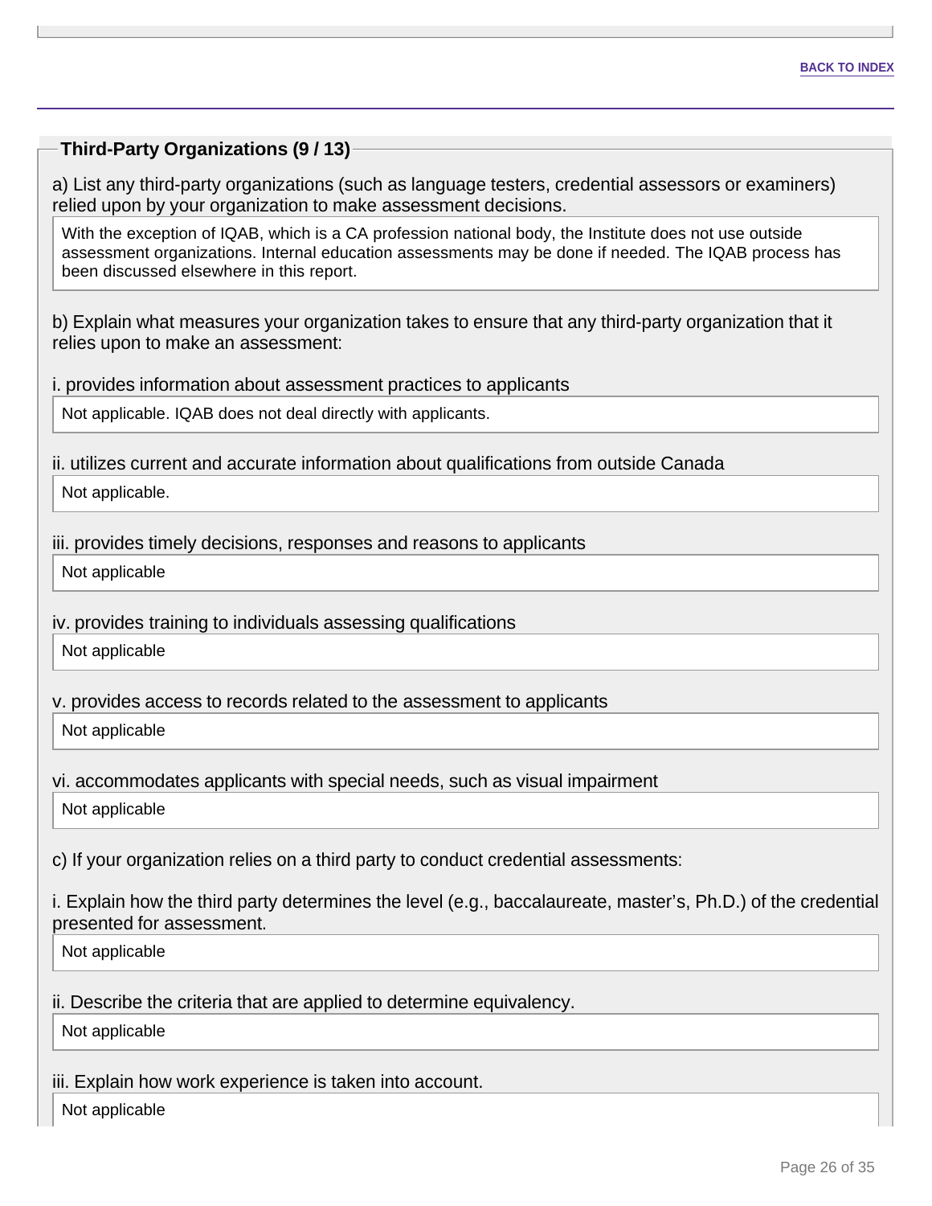BACK TO INDEX

## Third-Party Organizations (9 / 13)

a) List any third-party organizations (such as language testers, credential assessors or examiners) relied upon by your organization to make assessment decisions.

With the exception of IQAB, which is a CA profession national body, the Institute does not use outside assessment organizations. Internal education assessments may be done if needed. The IQAB process has been discussed elsewhere in this report.

b) Explain what measures your organization takes to ensure that any third-party organization that it relies upon to make an assessment:

i. provides information about assessment practices to applicants

Not applicable. IQAB does not deal directly with applicants.

ii. utilizes current and accurate information about qualifications from outside Canada

Not applicable.

iii. provides timely decisions, responses and reasons to applicants

Not applicable

iv. provides training to individuals assessing qualifications

Not applicable

v. provides access to records related to the assessment to applicants

Not applicable

vi. accommodates applicants with special needs, such as visual impairment

Not applicable

c) If your organization relies on a third party to conduct credential assessments:

i. Explain how the third party determines the level (e.g., baccalaureate, master's, Ph.D.) of the credential presented for assessment.

Not applicable

ii. Describe the criteria that are applied to determine equivalency.

Not applicable

iii. Explain how work experience is taken into account.

Not applicable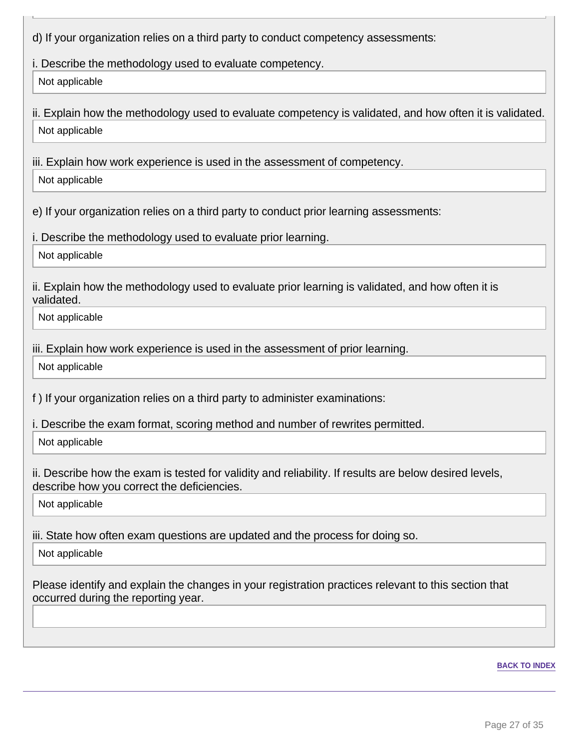d) If your organization relies on a third party to conduct competency assessments:

i. Describe the methodology used to evaluate competency.

Not applicable

ii. Explain how the methodology used to evaluate competency is validated, and how often it is validated.

Not applicable

iii. Explain how work experience is used in the assessment of competency.

Not applicable

e) If your organization relies on a third party to conduct prior learning assessments:

i. Describe the methodology used to evaluate prior learning.

Not applicable

ii. Explain how the methodology used to evaluate prior learning is validated, and how often it is validated.

Not applicable

iii. Explain how work experience is used in the assessment of prior learning.

Not applicable

f ) If your organization relies on a third party to administer examinations:

i. Describe the exam format, scoring method and number of rewrites permitted.

Not applicable

ii. Describe how the exam is tested for validity and reliability. If results are below desired levels, describe how you correct the deficiencies.

Not applicable

iii. State how often exam questions are updated and the process for doing so.

Not applicable

Please identify and explain the changes in your registration practices relevant to this section that occurred during the reporting year.

BACK TO INDEX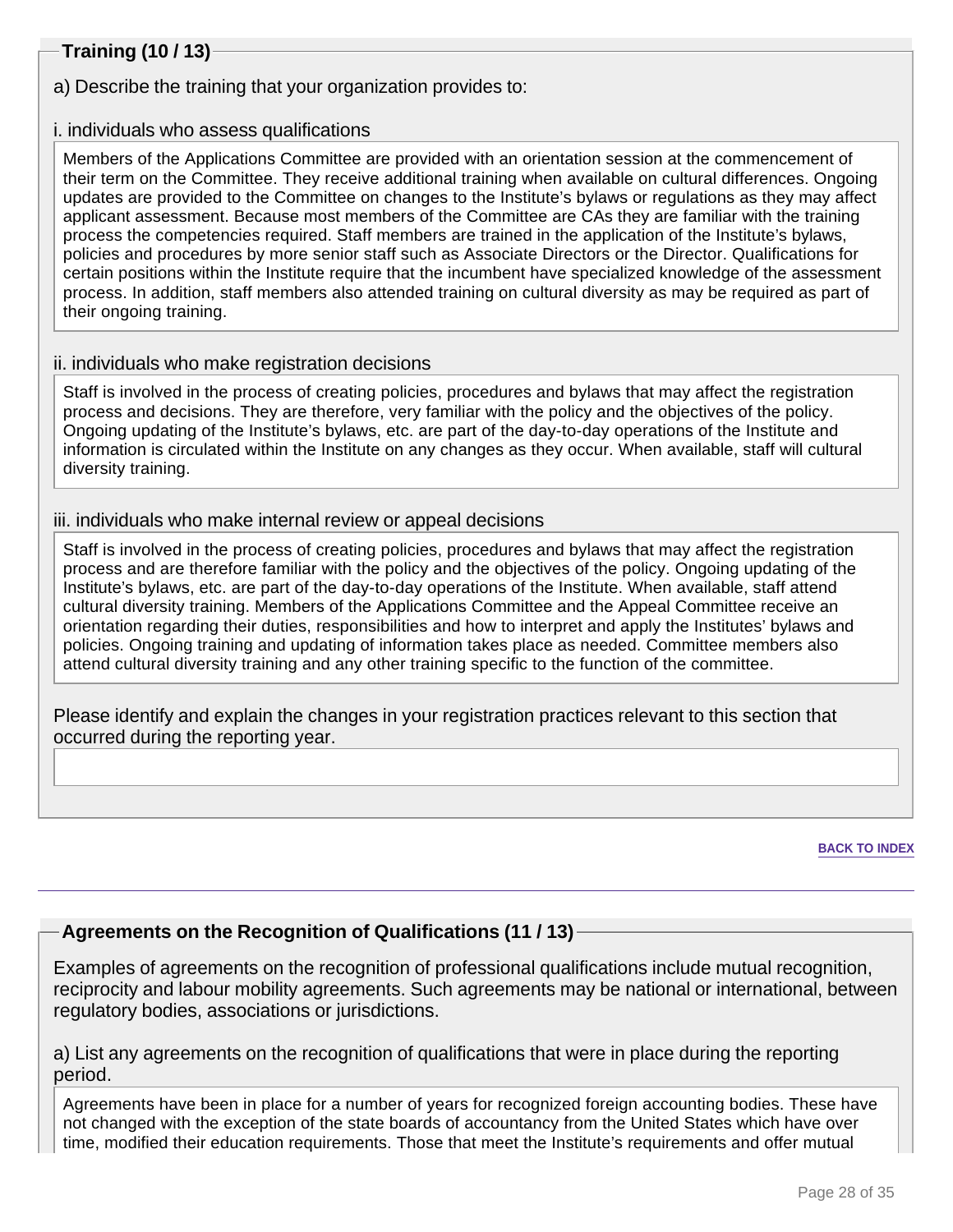## Training (10 / 13)

a) Describe the training that your organization provides to:

i. individuals who assess qualifications

Members of the Applications Committee are provided with an orientation session at the commencement of their term on the Committee. They receive additional training when available on cultural differences. Ongoing updates are provided to the Committee on changes to the Institute's bylaws or regulations as they may affect applicant assessment. Because most members of the Committee are CAs they are familiar with the training process the competencies required. Staff members are trained in the application of the Institute's bylaws, policies and procedures by more senior staff such as Associate Directors or the Director. Qualifications for certain positions within the Institute require that the incumbent have specialized knowledge of the assessment process. In addition, staff members also attended training on cultural diversity as may be required as part of their ongoing training.

ii. individuals who make registration decisions

Staff is involved in the process of creating policies, procedures and bylaws that may affect the registration process and decisions. They are therefore, very familiar with the policy and the objectives of the policy. Ongoing updating of the Institute's bylaws, etc. are part of the day-to-day operations of the Institute and information is circulated within the Institute on any changes as they occur. When available, staff will cultural diversity training.

iii. individuals who make internal review or appeal decisions

Staff is involved in the process of creating policies, procedures and bylaws that may affect the registration process and are therefore familiar with the policy and the objectives of the policy. Ongoing updating of the Institute's bylaws, etc. are part of the day-to-day operations of the Institute. When available, staff attend cultural diversity training. Members of the Applications Committee and the Appeal Committee receive an orientation regarding their duties, responsibilities and how to interpret and apply the Institutes' bylaws and policies. Ongoing training and updating of information takes place as needed. Committee members also attend cultural diversity training and any other training specific to the function of the committee.

Please identify and explain the changes in your registration practices relevant to this section that occurred during the reporting year.

BACK TO INDEX

## Agreements on the Recognition of Qualifications (11 / 13)

Examples of agreements on the recognition of professional qualifications include mutual recognition, reciprocity and labour mobility agreements. Such agreements may be national or international, between regulatory bodies, associations or jurisdictions.

a) List any agreements on the recognition of qualifications that were in place during the reporting period.

Agreements have been in place for a number of years for recognized foreign accounting bodies. These have not changed with the exception of the state boards of accountancy from the United States which have over time, modified their education requirements. Those that meet the Institute's requirements and offer mutual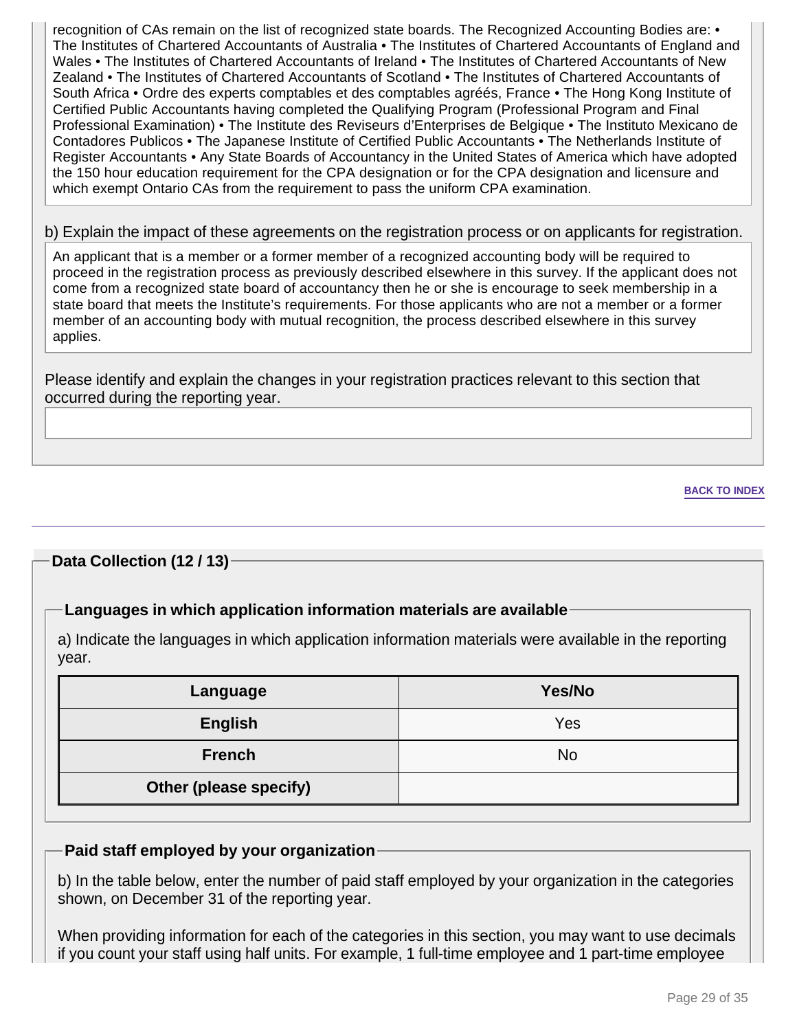recognition of CAs remain on the list of recognized state boards. The Recognized Accounting Bodies are: • The Institutes of Chartered Accountants of Australia • The Institutes of Chartered Accountants of England and Wales • The Institutes of Chartered Accountants of Ireland • The Institutes of Chartered Accountants of New Zealand • The Institutes of Chartered Accountants of Scotland • The Institutes of Chartered Accountants of South Africa • Ordre des experts comptables et des comptables agréés, France • The Hong Kong Institute of Certified Public Accountants having completed the Qualifying Program (Professional Program and Final Professional Examination) • The Institute des Reviseurs d'Enterprises de Belgique • The Instituto Mexicano de Contadores Publicos • The Japanese Institute of Certified Public Accountants • The Netherlands Institute of Register Accountants • Any State Boards of Accountancy in the United States of America which have adopted the 150 hour education requirement for the CPA designation or for the CPA designation and licensure and which exempt Ontario CAs from the requirement to pass the uniform CPA examination.

b) Explain the impact of these agreements on the registration process or on applicants for registration.

An applicant that is a member or a former member of a recognized accounting body will be required to proceed in the registration process as previously described elsewhere in this survey. If the applicant does not come from a recognized state board of accountancy then he or she is encourage to seek membership in a state board that meets the Institute's requirements. For those applicants who are not a member or a former member of an accounting body with mutual recognition, the process described elsewhere in this survey applies.

Please identify and explain the changes in your registration practices relevant to this section that occurred during the reporting year.

BACK TO INDEX

## Data Collection (12 / 13)

### Languages in which application information materials are available

a) Indicate the languages in which application information materials were available in the reporting year.

| Language | Yes/No |
|---|---|
| English | Yes |
| French | No |
| Other (please specify) | |

### Paid staff employed by your organization

b) In the table below, enter the number of paid staff employed by your organization in the categories shown, on December 31 of the reporting year.

When providing information for each of the categories in this section, you may want to use decimals if you count your staff using half units. For example, 1 full-time employee and 1 part-time employee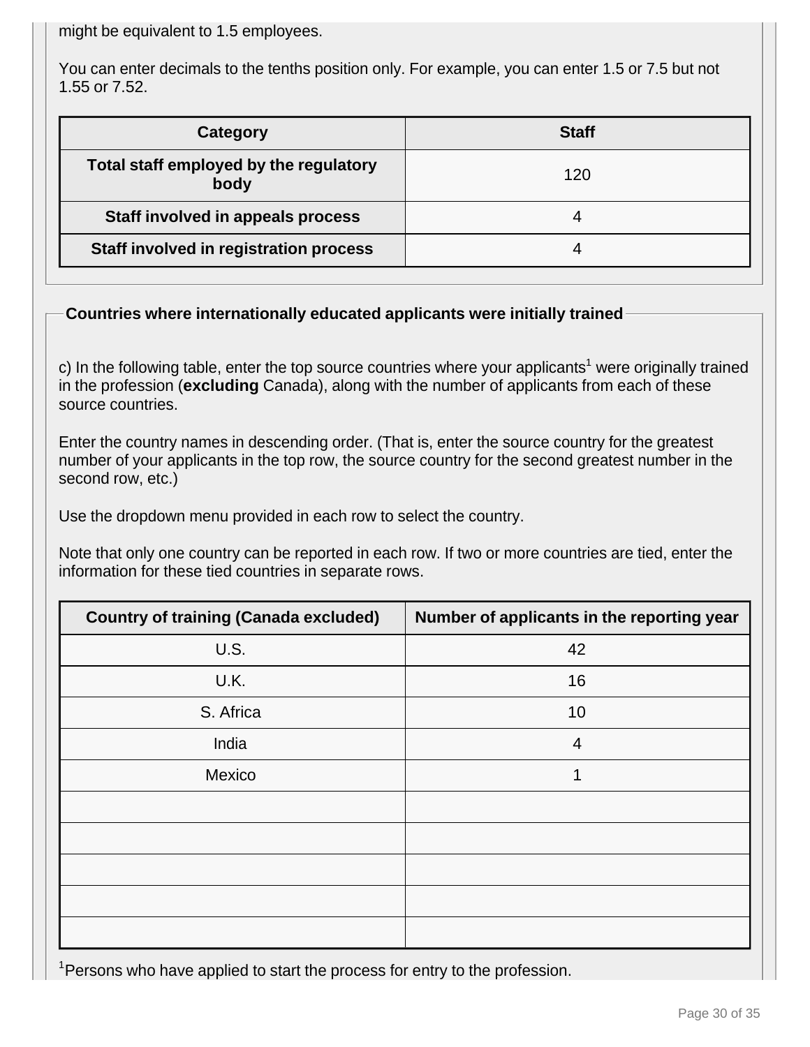might be equivalent to 1.5 employees.

You can enter decimals to the tenths position only. For example, you can enter 1.5 or 7.5 but not 1.55 or 7.52.

| Category | Staff |
| --- | --- |
| **Total staff employed by the regulatory body** | 120 |
| **Staff involved in appeals process** | 4 |
| **Staff involved in registration process** | 4 |

### Countries where internationally educated applicants were initially trained

c) In the following table, enter the top source countries where your applicants[1] were originally trained in the profession (**excluding** Canada), along with the number of applicants from each of these source countries.

Enter the country names in descending order. (That is, enter the source country for the greatest number of your applicants in the top row, the source country for the second greatest number in the second row, etc.)

Use the dropdown menu provided in each row to select the country.

Note that only one country can be reported in each row. If two or more countries are tied, enter the information for these tied countries in separate rows.

| Country of training (Canada excluded) | Number of applicants in the reporting year |
| --- | --- |
| U.S. | 42 |
| U.K. | 16 |
| S. Africa | 10 |
| India | 4 |
| Mexico | 1 |
| | |
| | |
| | |
| | |
| | |

[1]Persons who have applied to start the process for entry to the profession.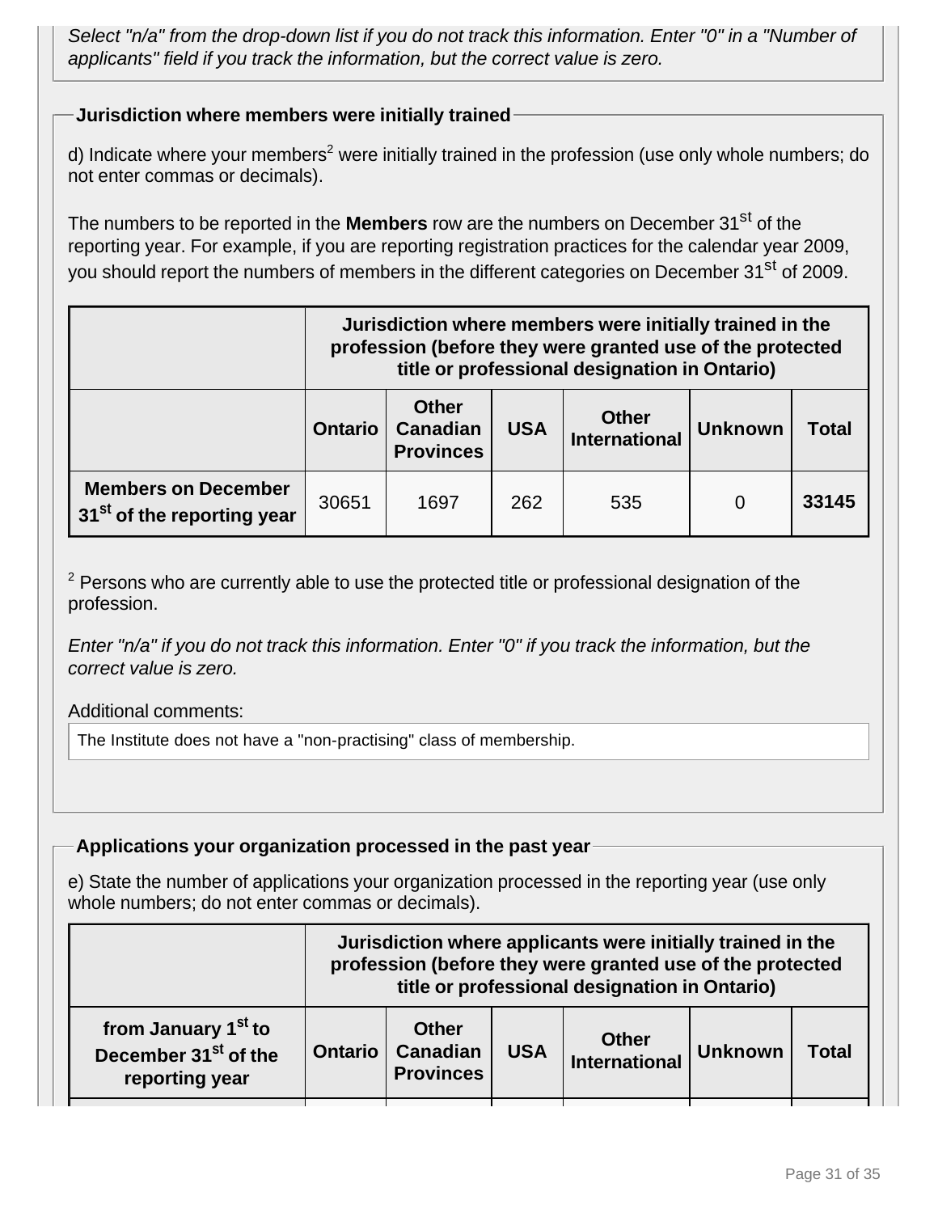*Select "n/a" from the drop-down list if you do not track this information. Enter "0" in a "Number of applicants" field if you track the information, but the correct value is zero.*

### Jurisdiction where members were initially trained

d) Indicate where your members[2] were initially trained in the profession (use only whole numbers; do not enter commas or decimals).

The numbers to be reported in the **Members** row are the numbers on December 31st of the reporting year. For example, if you are reporting registration practices for the calendar year 2009, you should report the numbers of members in the different categories on December 31st of 2009.

| | **Jurisdiction where members were initially trained in the profession (before they were granted use of the protected title or professional designation in Ontario)** | | | | | |
|---|---|---|---|---|---|---|
| | **Ontario** | **Other Canadian Provinces** | **USA** | **Other International** | **Unknown** | **Total** |
| **Members on December 31st of the reporting year** | 30651 | 1697 | 262 | 535 | 0 | **33145** |

[2] Persons who are currently able to use the protected title or professional designation of the profession.

*Enter "n/a" if you do not track this information. Enter "0" if you track the information, but the correct value is zero.*

Additional comments:

The Institute does not have a "non-practising" class of membership.

### Applications your organization processed in the past year

e) State the number of applications your organization processed in the reporting year (use only whole numbers; do not enter commas or decimals).

| | **Jurisdiction where applicants were initially trained in the profession (before they were granted use of the protected title or professional designation in Ontario)** | | | | | |
|---|---|---|---|---|---|---|
| **from January 1st to December 31st of the reporting year** | **Ontario** | **Other Canadian Provinces** | **USA** | **Other International** | **Unknown** | **Total** |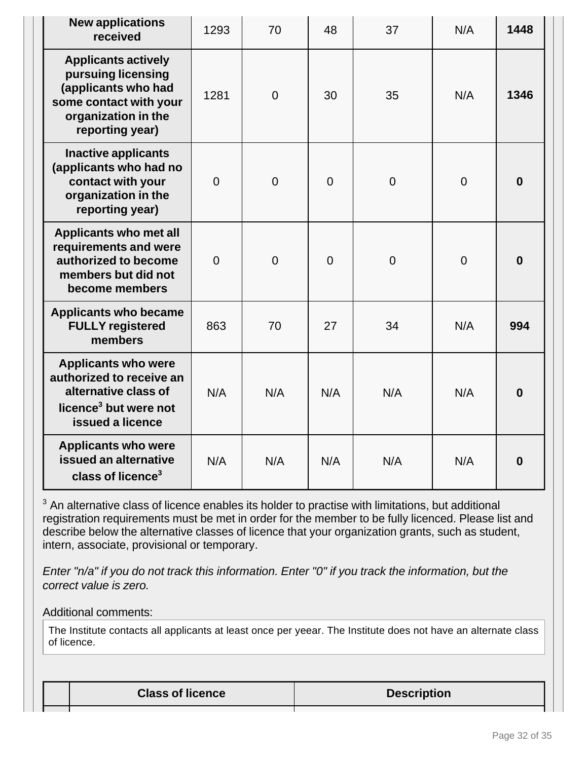| | | | | | | |
|---|---|---|---|---|---|---|
| **New applications received** | 1293 | 70 | 48 | 37 | N/A | **1448** |
| **Applicants actively pursuing licensing (applicants who had some contact with your organization in the reporting year)** | 1281 | 0 | 30 | 35 | N/A | **1346** |
| **Inactive applicants (applicants who had no contact with your organization in the reporting year)** | 0 | 0 | 0 | 0 | 0 | **0** |
| **Applicants who met all requirements and were authorized to become members but did not become members** | 0 | 0 | 0 | 0 | 0 | **0** |
| **Applicants who became FULLY registered members** | 863 | 70 | 27 | 34 | N/A | **994** |
| **Applicants who were authorized to receive an alternative class of licence[3] but were not issued a licence** | N/A | N/A | N/A | N/A | N/A | **0** |
| **Applicants who were issued an alternative class of licence[3]** | N/A | N/A | N/A | N/A | N/A | **0** |

[3] An alternative class of licence enables its holder to practise with limitations, but additional registration requirements must be met in order for the member to be fully licenced. Please list and describe below the alternative classes of licence that your organization grants, such as student, intern, associate, provisional or temporary.

*Enter "n/a" if you do not track this information. Enter "0" if you track the information, but the correct value is zero.*

Additional comments:

The Institute contacts all applicants at least once per yeear. The Institute does not have an alternate class of licence.

| | Class of licence | Description |
|---|---|---|
| | | |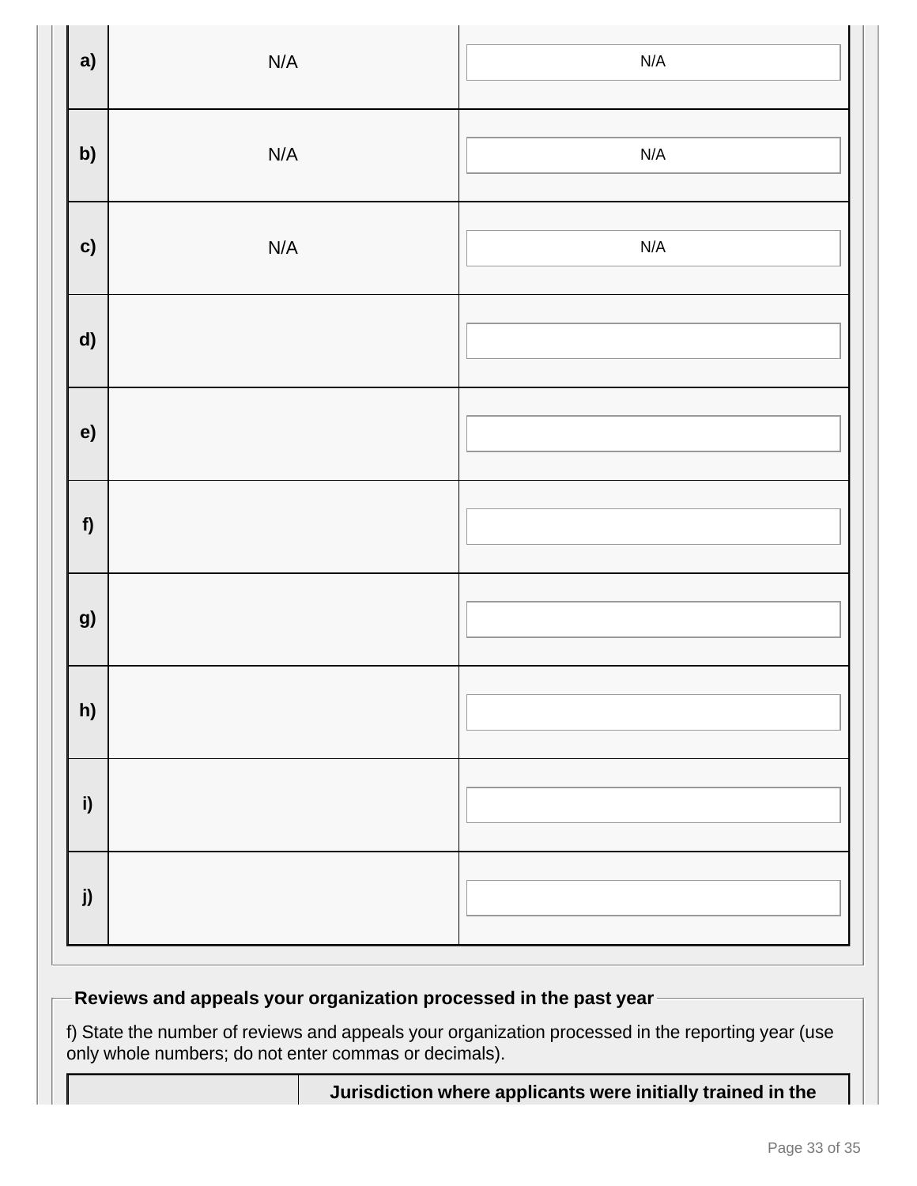| | | |
|---|---|---|
| a) | N/A | N/A |
| b) | N/A | N/A |
| c) | N/A | N/A |
| d) | | |
| e) | | |
| f) | | |
| g) | | |
| h) | | |
| i) | | |
| j) | | |

### Reviews and appeals your organization processed in the past year

f) State the number of reviews and appeals your organization processed in the reporting year (use only whole numbers; do not enter commas or decimals).

| | Jurisdiction where applicants were initially trained in the |
|---|---|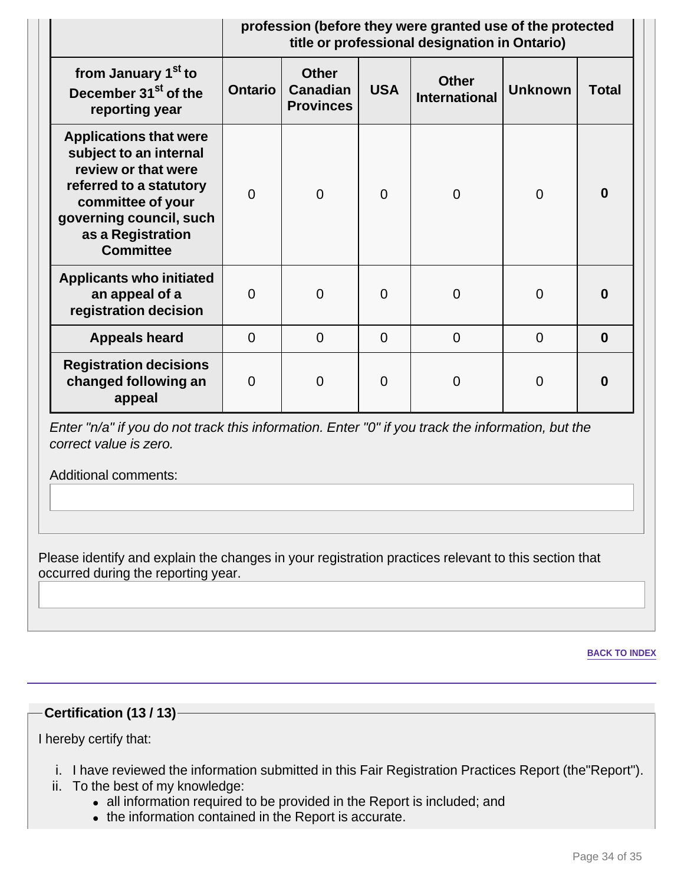| from January 1st to December 31st of the reporting year | profession (before they were granted use of the protected title or professional designation in Ontario) | | | | | |
|---|---|---|---|---|---|---|
| | Ontario | Other Canadian Provinces | USA | Other International | Unknown | Total |
| **Applications that were subject to an internal review or that were referred to a statutory committee of your governing council, such as a Registration Committee** | 0 | 0 | 0 | 0 | 0 | **0** |
| **Applicants who initiated an appeal of a registration decision** | 0 | 0 | 0 | 0 | 0 | **0** |
| **Appeals heard** | 0 | 0 | 0 | 0 | 0 | **0** |
| **Registration decisions changed following an appeal** | 0 | 0 | 0 | 0 | 0 | **0** |

*Enter "n/a" if you do not track this information. Enter "0" if you track the information, but the correct value is zero.*

Additional comments:

Please identify and explain the changes in your registration practices relevant to this section that occurred during the reporting year.

BACK TO INDEX

## Certification (13 / 13)

I hereby certify that:

i. I have reviewed the information submitted in this Fair Registration Practices Report (the"Report").
ii. To the best of my knowledge:
   - all information required to be provided in the Report is included; and
   - the information contained in the Report is accurate.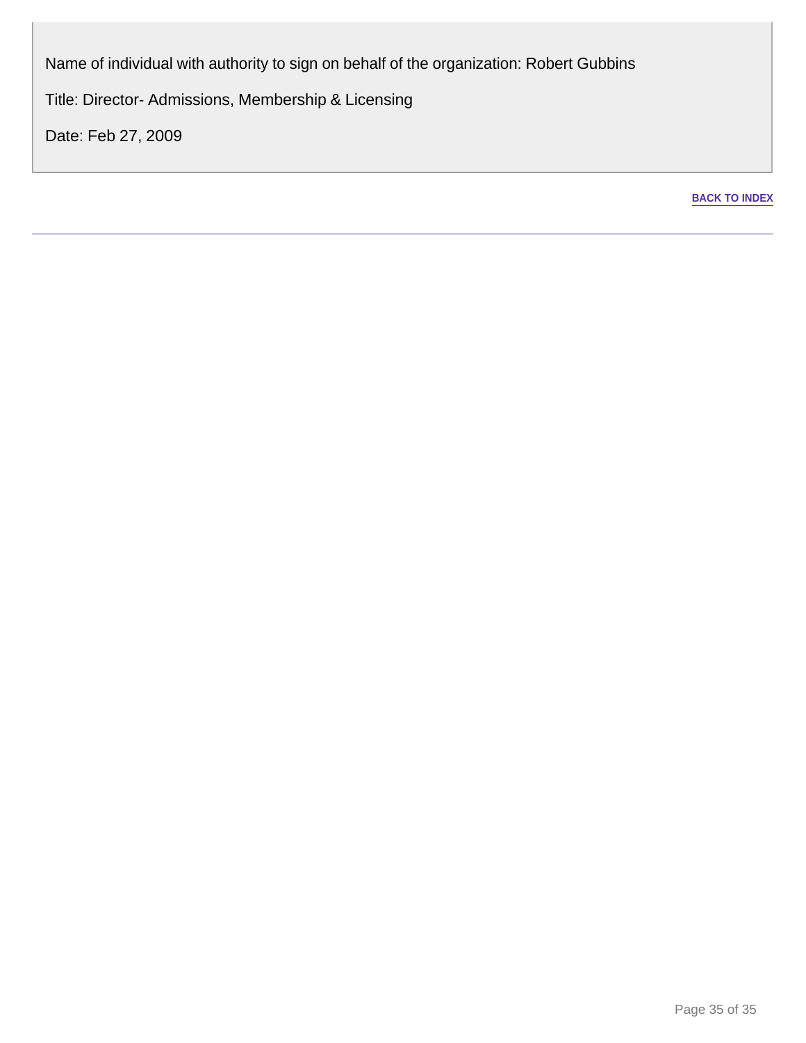Name of individual with authority to sign on behalf of the organization: Robert Gubbins

Title: Director- Admissions, Membership & Licensing

Date: Feb 27, 2009

BACK TO INDEX